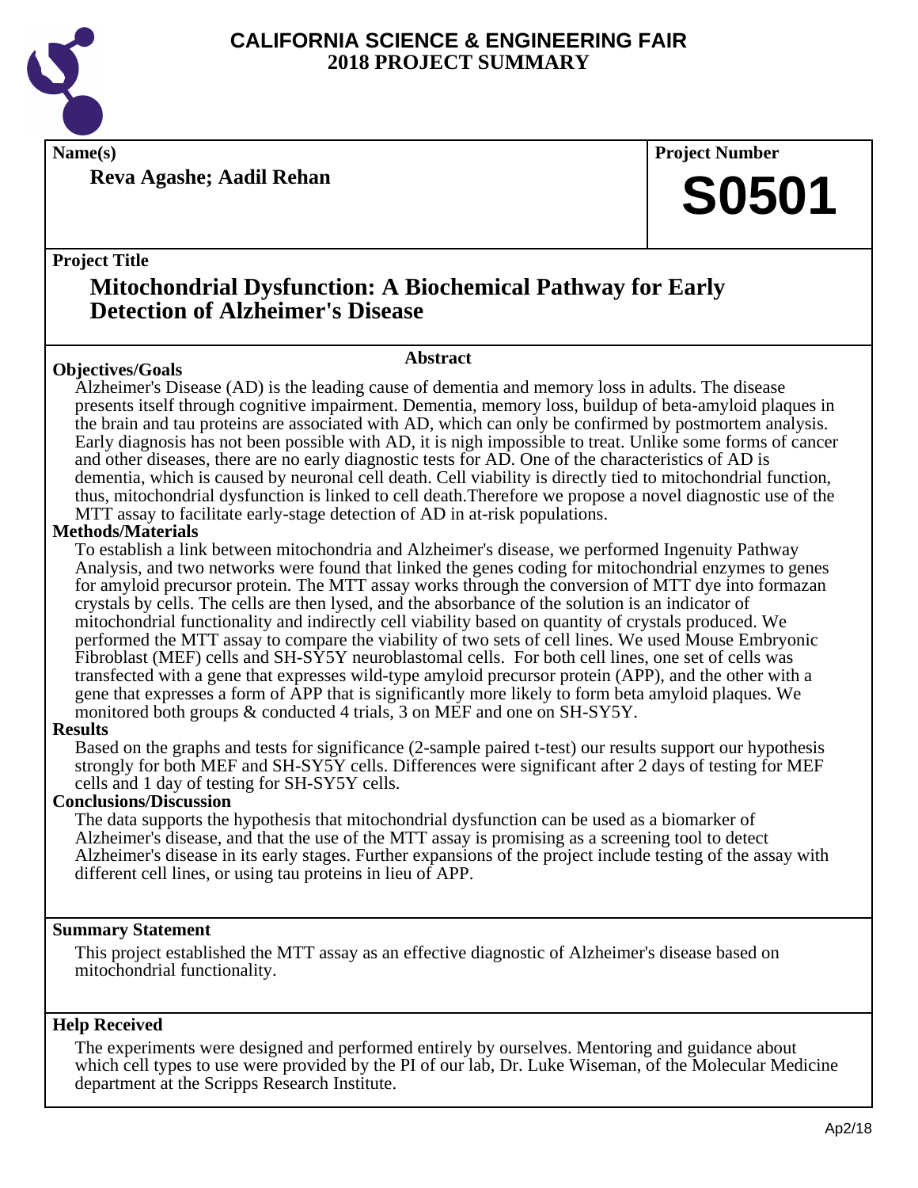# CALIFORNIA SCIENCE & ENGINEERING FAIR
## 2018 PROJECT SUMMARY

**Name(s)**

**Reva Agashe; Aadil Rehan**

**Project Number**

**S0501**

**Project Title**

## Mitochondrial Dysfunction: A Biochemical Pathway for Early Detection of Alzheimer's Disease

### Abstract

**Objectives/Goals**

Alzheimer's Disease (AD) is the leading cause of dementia and memory loss in adults. The disease presents itself through cognitive impairment. Dementia, memory loss, buildup of beta-amyloid plaques in the brain and tau proteins are associated with AD, which can only be confirmed by postmortem analysis. Early diagnosis has not been possible with AD, it is nigh impossible to treat. Unlike some forms of cancer and other diseases, there are no early diagnostic tests for AD. One of the characteristics of AD is dementia, which is caused by neuronal cell death. Cell viability is directly tied to mitochondrial function, thus, mitochondrial dysfunction is linked to cell death.Therefore we propose a novel diagnostic use of the MTT assay to facilitate early-stage detection of AD in at-risk populations.

**Methods/Materials**

To establish a link between mitochondria and Alzheimer's disease, we performed Ingenuity Pathway Analysis, and two networks were found that linked the genes coding for mitochondrial enzymes to genes for amyloid precursor protein. The MTT assay works through the conversion of MTT dye into formazan crystals by cells. The cells are then lysed, and the absorbance of the solution is an indicator of mitochondrial functionality and indirectly cell viability based on quantity of crystals produced. We performed the MTT assay to compare the viability of two sets of cell lines. We used Mouse Embryonic Fibroblast (MEF) cells and SH-SY5Y neuroblastomal cells. For both cell lines, one set of cells was transfected with a gene that expresses wild-type amyloid precursor protein (APP), and the other with a gene that expresses a form of APP that is significantly more likely to form beta amyloid plaques. We monitored both groups & conducted 4 trials, 3 on MEF and one on SH-SY5Y.

**Results**

Based on the graphs and tests for significance (2-sample paired t-test) our results support our hypothesis strongly for both MEF and SH-SY5Y cells. Differences were significant after 2 days of testing for MEF cells and 1 day of testing for SH-SY5Y cells.

**Conclusions/Discussion**

The data supports the hypothesis that mitochondrial dysfunction can be used as a biomarker of Alzheimer's disease, and that the use of the MTT assay is promising as a screening tool to detect Alzheimer's disease in its early stages. Further expansions of the project include testing of the assay with different cell lines, or using tau proteins in lieu of APP.

**Summary Statement**

This project established the MTT assay as an effective diagnostic of Alzheimer's disease based on mitochondrial functionality.

**Help Received**

The experiments were designed and performed entirely by ourselves. Mentoring and guidance about which cell types to use were provided by the PI of our lab, Dr. Luke Wiseman, of the Molecular Medicine department at the Scripps Research Institute.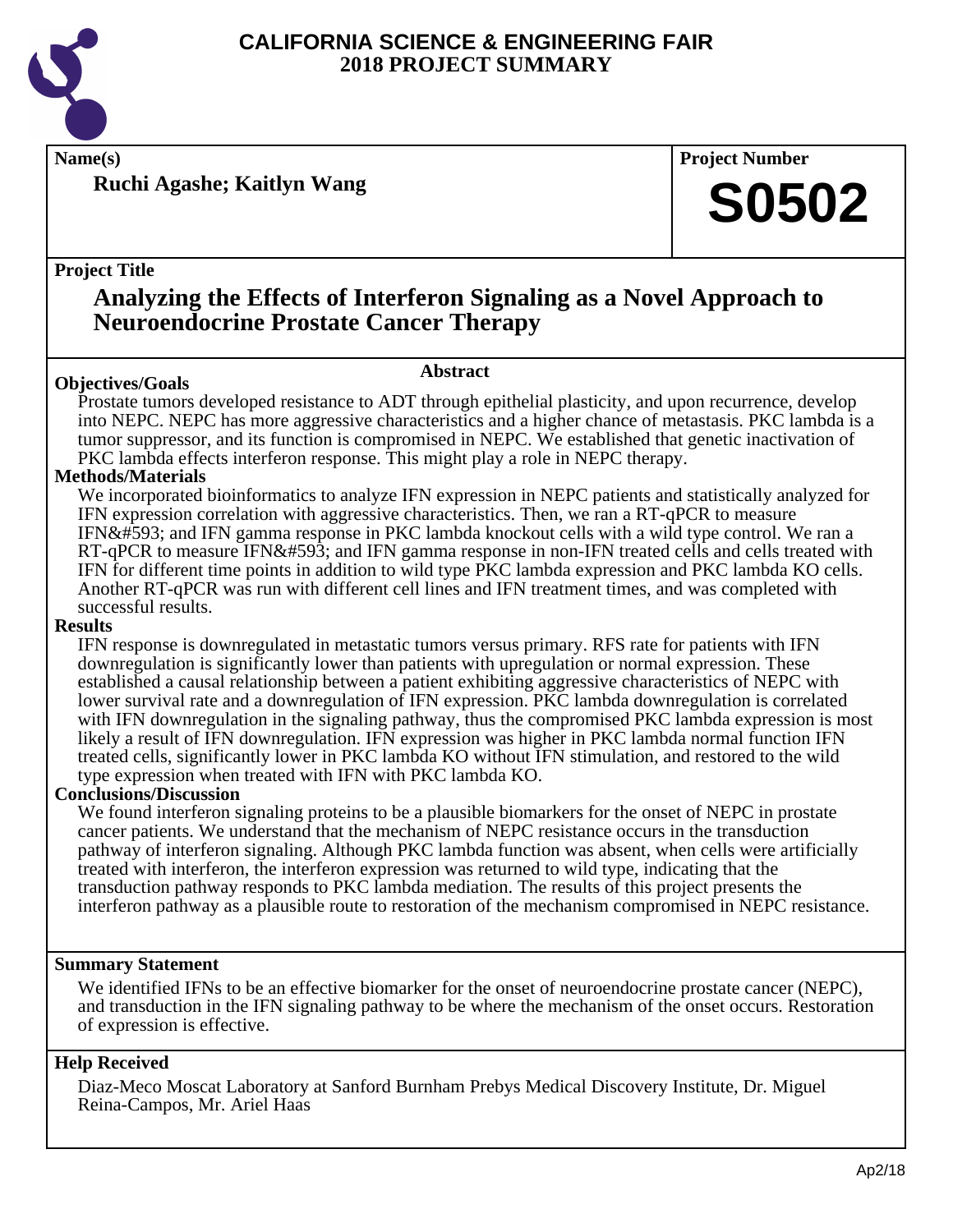# CALIFORNIA SCIENCE & ENGINEERING FAIR
## 2018 PROJECT SUMMARY

**Name(s)**

**Ruchi Agashe; Kaitlyn Wang**

**Project Number**

**S0502**

**Project Title**

## Analyzing the Effects of Interferon Signaling as a Novel Approach to Neuroendocrine Prostate Cancer Therapy

### Abstract

**Objectives/Goals**

Prostate tumors developed resistance to ADT through epithelial plasticity, and upon recurrence, develop into NEPC. NEPC has more aggressive characteristics and a higher chance of metastasis. PKC lambda is a tumor suppressor, and its function is compromised in NEPC. We established that genetic inactivation of PKC lambda effects interferon response. This might play a role in NEPC therapy.

**Methods/Materials**

We incorporated bioinformatics to analyze IFN expression in NEPC patients and statistically analyzed for IFN expression correlation with aggressive characteristics. Then, we ran a RT-qPCR to measure IFN&#593; and IFN gamma response in PKC lambda knockout cells with a wild type control. We ran a RT-qPCR to measure IFN&#593; and IFN gamma response in non-IFN treated cells and cells treated with IFN for different time points in addition to wild type PKC lambda expression and PKC lambda KO cells. Another RT-qPCR was run with different cell lines and IFN treatment times, and was completed with successful results.

**Results**

IFN response is downregulated in metastatic tumors versus primary. RFS rate for patients with IFN downregulation is significantly lower than patients with upregulation or normal expression. These established a causal relationship between a patient exhibiting aggressive characteristics of NEPC with lower survival rate and a downregulation of IFN expression. PKC lambda downregulation is correlated with IFN downregulation in the signaling pathway, thus the compromised PKC lambda expression is most likely a result of IFN downregulation. IFN expression was higher in PKC lambda normal function IFN treated cells, significantly lower in PKC lambda KO without IFN stimulation, and restored to the wild type expression when treated with IFN with PKC lambda KO.

**Conclusions/Discussion**

We found interferon signaling proteins to be a plausible biomarkers for the onset of NEPC in prostate cancer patients. We understand that the mechanism of NEPC resistance occurs in the transduction pathway of interferon signaling. Although PKC lambda function was absent, when cells were artificially treated with interferon, the interferon expression was returned to wild type, indicating that the transduction pathway responds to PKC lambda mediation. The results of this project presents the interferon pathway as a plausible route to restoration of the mechanism compromised in NEPC resistance.

**Summary Statement**

We identified IFNs to be an effective biomarker for the onset of neuroendocrine prostate cancer (NEPC), and transduction in the IFN signaling pathway to be where the mechanism of the onset occurs. Restoration of expression is effective.

**Help Received**

Diaz-Meco Moscat Laboratory at Sanford Burnham Prebys Medical Discovery Institute, Dr. Miguel Reina-Campos, Mr. Ariel Haas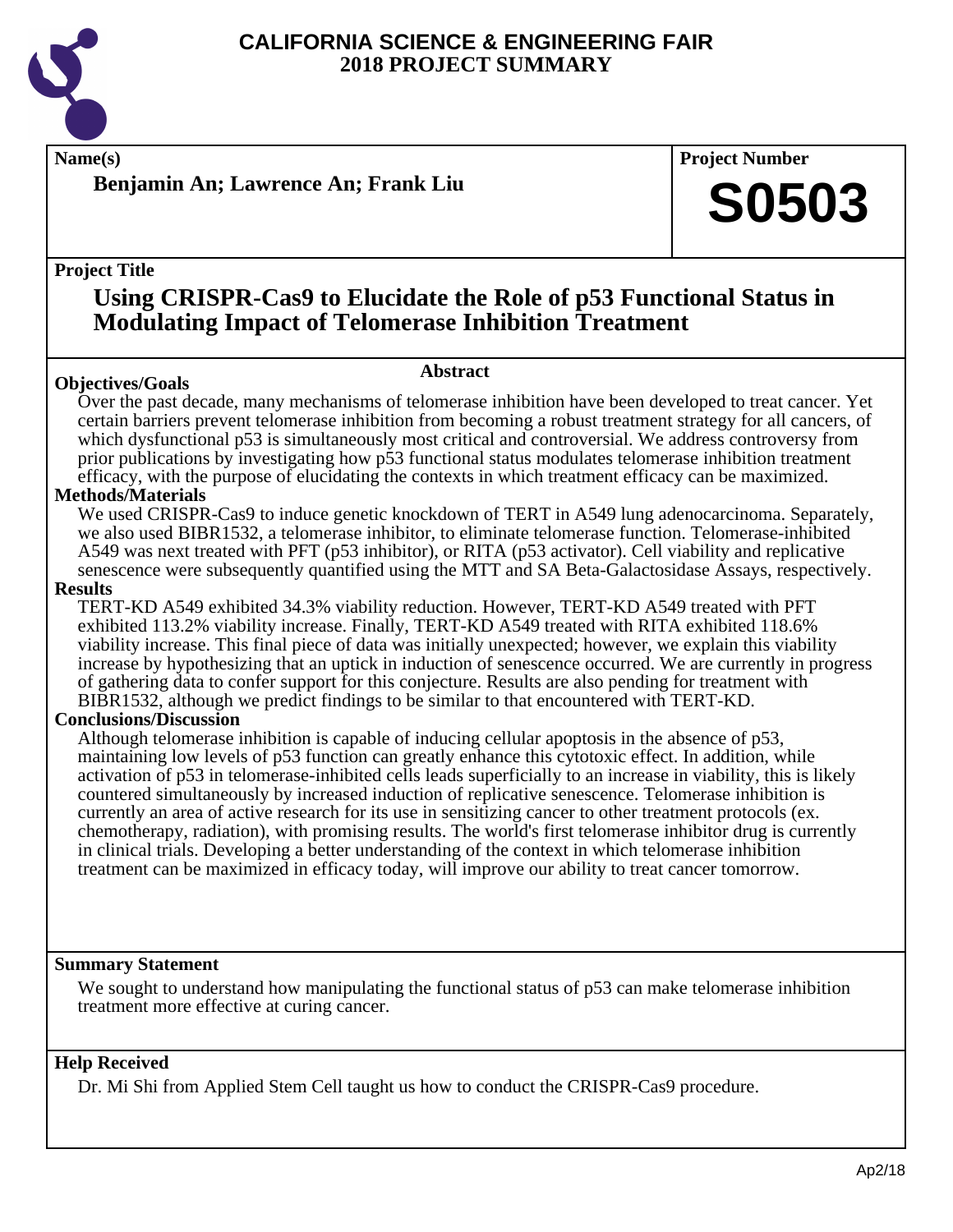# CALIFORNIA SCIENCE & ENGINEERING FAIR
# 2018 PROJECT SUMMARY

**Name(s)**

**Benjamin An; Lawrence An; Frank Liu**

**Project Number**

# S0503

**Project Title**

## Using CRISPR-Cas9 to Elucidate the Role of p53 Functional Status in Modulating Impact of Telomerase Inhibition Treatment

**Abstract**

**Objectives/Goals**

Over the past decade, many mechanisms of telomerase inhibition have been developed to treat cancer. Yet certain barriers prevent telomerase inhibition from becoming a robust treatment strategy for all cancers, of which dysfunctional p53 is simultaneously most critical and controversial. We address controversy from prior publications by investigating how p53 functional status modulates telomerase inhibition treatment efficacy, with the purpose of elucidating the contexts in which treatment efficacy can be maximized.

**Methods/Materials**

We used CRISPR-Cas9 to induce genetic knockdown of TERT in A549 lung adenocarcinoma. Separately, we also used BIBR1532, a telomerase inhibitor, to eliminate telomerase function. Telomerase-inhibited A549 was next treated with PFT (p53 inhibitor), or RITA (p53 activator). Cell viability and replicative senescence were subsequently quantified using the MTT and SA Beta-Galactosidase Assays, respectively.

**Results**

TERT-KD A549 exhibited 34.3% viability reduction. However, TERT-KD A549 treated with PFT exhibited 113.2% viability increase. Finally, TERT-KD A549 treated with RITA exhibited 118.6% viability increase. This final piece of data was initially unexpected; however, we explain this viability increase by hypothesizing that an uptick in induction of senescence occurred. We are currently in progress of gathering data to confer support for this conjecture. Results are also pending for treatment with BIBR1532, although we predict findings to be similar to that encountered with TERT-KD.

**Conclusions/Discussion**

Although telomerase inhibition is capable of inducing cellular apoptosis in the absence of p53, maintaining low levels of p53 function can greatly enhance this cytotoxic effect. In addition, while activation of p53 in telomerase-inhibited cells leads superficially to an increase in viability, this is likely countered simultaneously by increased induction of replicative senescence. Telomerase inhibition is currently an area of active research for its use in sensitizing cancer to other treatment protocols (ex. chemotherapy, radiation), with promising results. The world's first telomerase inhibitor drug is currently in clinical trials. Developing a better understanding of the context in which telomerase inhibition treatment can be maximized in efficacy today, will improve our ability to treat cancer tomorrow.

**Summary Statement**

We sought to understand how manipulating the functional status of p53 can make telomerase inhibition treatment more effective at curing cancer.

**Help Received**

Dr. Mi Shi from Applied Stem Cell taught us how to conduct the CRISPR-Cas9 procedure.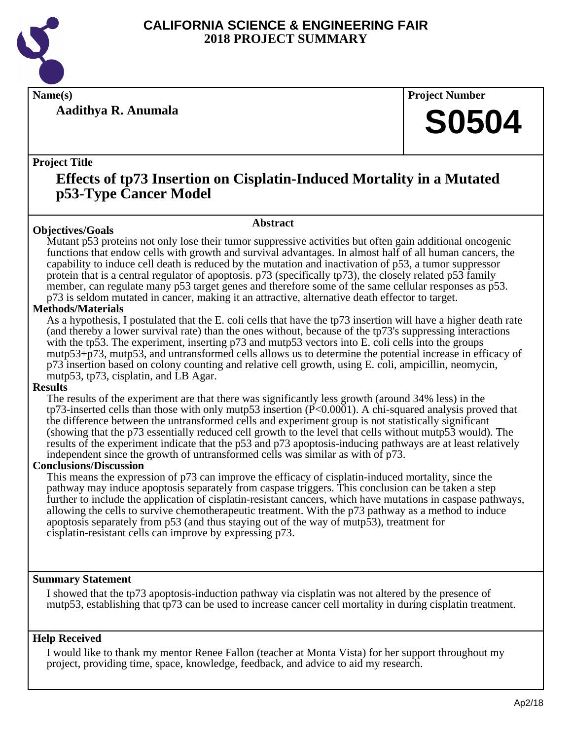# CALIFORNIA SCIENCE & ENGINEERING FAIR
## 2018 PROJECT SUMMARY

**Name(s)**

**Aadithya R. Anumala**

**Project Number**

# S0504

**Project Title**

## Effects of tp73 Insertion on Cisplatin-Induced Mortality in a Mutated p53-Type Cancer Model

### Abstract

**Objectives/Goals**

Mutant p53 proteins not only lose their tumor suppressive activities but often gain additional oncogenic functions that endow cells with growth and survival advantages. In almost half of all human cancers, the capability to induce cell death is reduced by the mutation and inactivation of p53, a tumor suppressor protein that is a central regulator of apoptosis. p73 (specifically tp73), the closely related p53 family member, can regulate many p53 target genes and therefore some of the same cellular responses as p53. p73 is seldom mutated in cancer, making it an attractive, alternative death effector to target.

**Methods/Materials**

As a hypothesis, I postulated that the E. coli cells that have the tp73 insertion will have a higher death rate (and thereby a lower survival rate) than the ones without, because of the tp73's suppressing interactions with the tp53. The experiment, inserting p73 and mutp53 vectors into E. coli cells into the groups mutp53+p73, mutp53, and untransformed cells allows us to determine the potential increase in efficacy of p73 insertion based on colony counting and relative cell growth, using E. coli, ampicillin, neomycin, mutp53, tp73, cisplatin, and LB Agar.

**Results**

The results of the experiment are that there was significantly less growth (around 34% less) in the tp73-inserted cells than those with only mutp53 insertion ($P<0.0001$). A chi-squared analysis proved that the difference between the untransformed cells and experiment group is not statistically significant (showing that the p73 essentially reduced cell growth to the level that cells without mutp53 would). The results of the experiment indicate that the p53 and p73 apoptosis-inducing pathways are at least relatively independent since the growth of untransformed cells was similar as with of p73.

**Conclusions/Discussion**

This means the expression of p73 can improve the efficacy of cisplatin-induced mortality, since the pathway may induce apoptosis separately from caspase triggers. This conclusion can be taken a step further to include the application of cisplatin-resistant cancers, which have mutations in caspase pathways, allowing the cells to survive chemotherapeutic treatment. With the p73 pathway as a method to induce apoptosis separately from p53 (and thus staying out of the way of mutp53), treatment for cisplatin-resistant cells can improve by expressing p73.

**Summary Statement**

I showed that the tp73 apoptosis-induction pathway via cisplatin was not altered by the presence of mutp53, establishing that tp73 can be used to increase cancer cell mortality in during cisplatin treatment.

**Help Received**

I would like to thank my mentor Renee Fallon (teacher at Monta Vista) for her support throughout my project, providing time, space, knowledge, feedback, and advice to aid my research.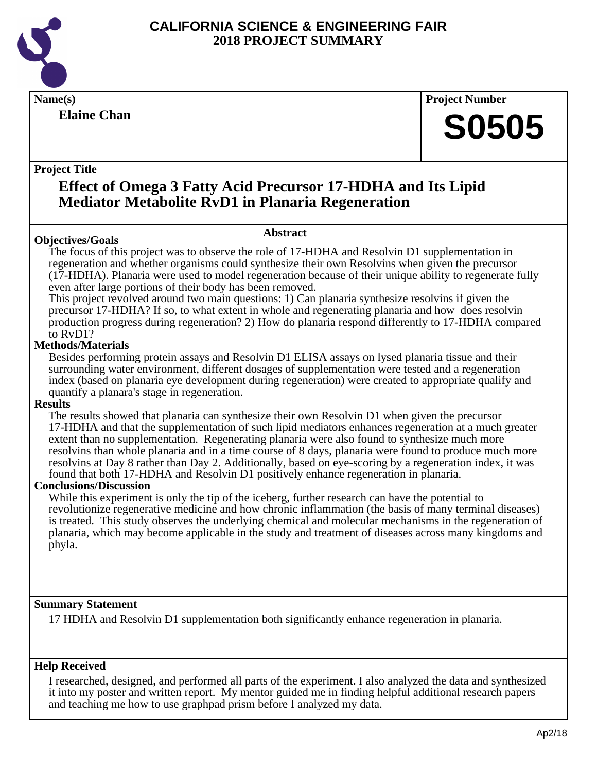# CALIFORNIA SCIENCE & ENGINEERING FAIR
# 2018 PROJECT SUMMARY

**Name(s)**

**Elaine Chan**

**Project Number**

**S0505**

**Project Title**

## Effect of Omega 3 Fatty Acid Precursor 17-HDHA and Its Lipid Mediator Metabolite RvD1 in Planaria Regeneration

### Abstract

**Objectives/Goals**

The focus of this project was to observe the role of 17-HDHA and Resolvin D1 supplementation in regeneration and whether organisms could synthesize their own Resolvins when given the precursor (17-HDHA). Planaria were used to model regeneration because of their unique ability to regenerate fully even after large portions of their body has been removed.

This project revolved around two main questions: 1) Can planaria synthesize resolvins if given the precursor 17-HDHA? If so, to what extent in whole and regenerating planaria and how does resolvin production progress during regeneration? 2) How do planaria respond differently to 17-HDHA compared to RvD1?

**Methods/Materials**

Besides performing protein assays and Resolvin D1 ELISA assays on lysed planaria tissue and their surrounding water environment, different dosages of supplementation were tested and a regeneration index (based on planaria eye development during regeneration) were created to appropriate qualify and quantify a planara's stage in regeneration.

**Results**

The results showed that planaria can synthesize their own Resolvin D1 when given the precursor 17-HDHA and that the supplementation of such lipid mediators enhances regeneration at a much greater extent than no supplementation. Regenerating planaria were also found to synthesize much more resolvins than whole planaria and in a time course of 8 days, planaria were found to produce much more resolvins at Day 8 rather than Day 2. Additionally, based on eye-scoring by a regeneration index, it was found that both 17-HDHA and Resolvin D1 positively enhance regeneration in planaria.

**Conclusions/Discussion**

While this experiment is only the tip of the iceberg, further research can have the potential to revolutionize regenerative medicine and how chronic inflammation (the basis of many terminal diseases) is treated. This study observes the underlying chemical and molecular mechanisms in the regeneration of planaria, which may become applicable in the study and treatment of diseases across many kingdoms and phyla.

**Summary Statement**

17 HDHA and Resolvin D1 supplementation both significantly enhance regeneration in planaria.

**Help Received**

I researched, designed, and performed all parts of the experiment. I also analyzed the data and synthesized it into my poster and written report. My mentor guided me in finding helpful additional research papers and teaching me how to use graphpad prism before I analyzed my data.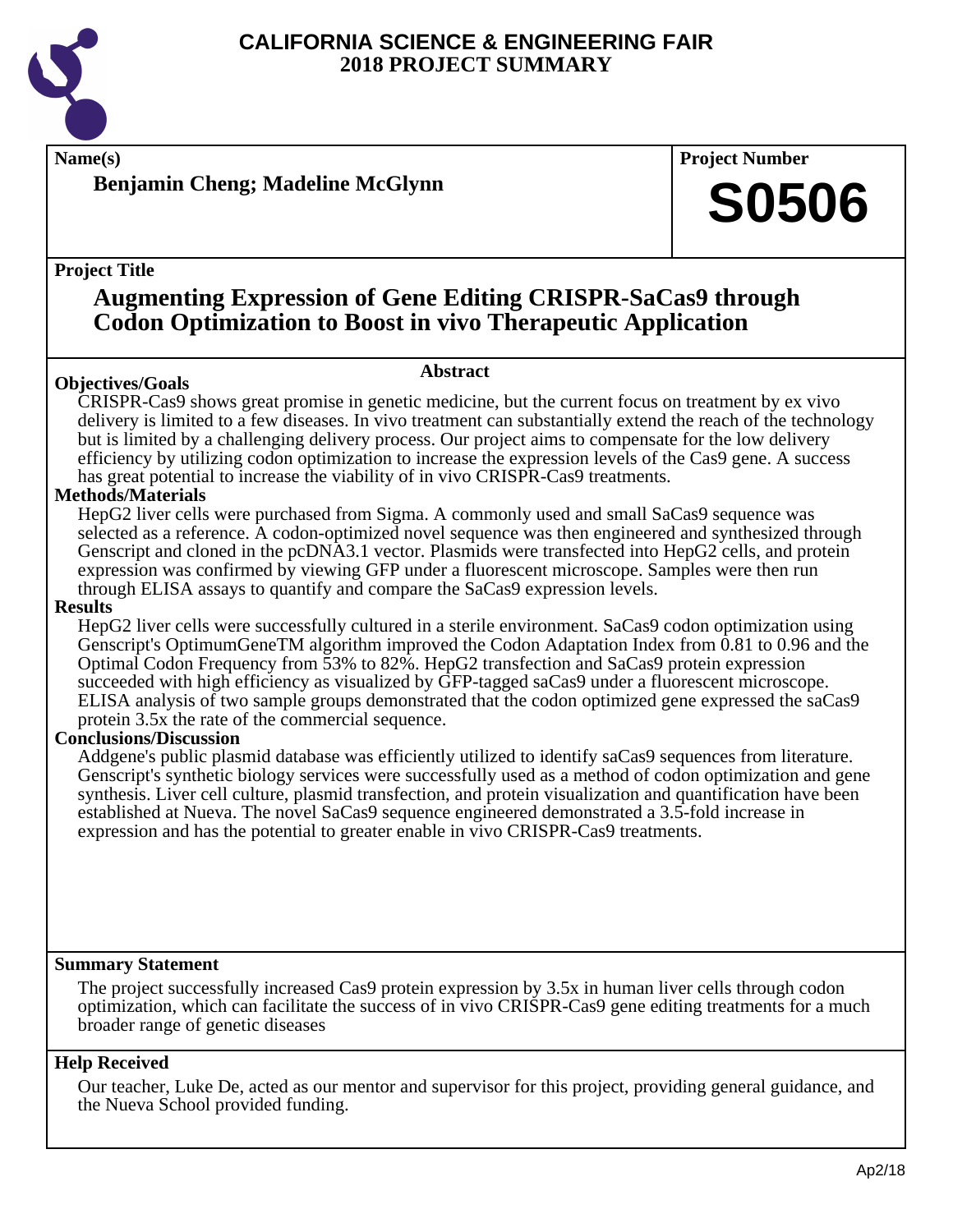# CALIFORNIA SCIENCE & ENGINEERING FAIR
## 2018 PROJECT SUMMARY

**Name(s)**

**Benjamin Cheng; Madeline McGlynn**

**Project Number**

**S0506**

**Project Title**

## Augmenting Expression of Gene Editing CRISPR-SaCas9 through Codon Optimization to Boost in vivo Therapeutic Application

**Abstract**

### Objectives/Goals

CRISPR-Cas9 shows great promise in genetic medicine, but the current focus on treatment by ex vivo delivery is limited to a few diseases. In vivo treatment can substantially extend the reach of the technology but is limited by a challenging delivery process. Our project aims to compensate for the low delivery efficiency by utilizing codon optimization to increase the expression levels of the Cas9 gene. A success has great potential to increase the viability of in vivo CRISPR-Cas9 treatments.

### Methods/Materials

HepG2 liver cells were purchased from Sigma. A commonly used and small SaCas9 sequence was selected as a reference. A codon-optimized novel sequence was then engineered and synthesized through Genscript and cloned in the pcDNA3.1 vector. Plasmids were transfected into HepG2 cells, and protein expression was confirmed by viewing GFP under a fluorescent microscope. Samples were then run through ELISA assays to quantify and compare the SaCas9 expression levels.

### Results

HepG2 liver cells were successfully cultured in a sterile environment. SaCas9 codon optimization using Genscript's OptimumGeneTM algorithm improved the Codon Adaptation Index from 0.81 to 0.96 and the Optimal Codon Frequency from 53% to 82%. HepG2 transfection and SaCas9 protein expression succeeded with high efficiency as visualized by GFP-tagged saCas9 under a fluorescent microscope. ELISA analysis of two sample groups demonstrated that the codon optimized gene expressed the saCas9 protein 3.5x the rate of the commercial sequence.

### Conclusions/Discussion

Addgene's public plasmid database was efficiently utilized to identify saCas9 sequences from literature. Genscript's synthetic biology services were successfully used as a method of codon optimization and gene synthesis. Liver cell culture, plasmid transfection, and protein visualization and quantification have been established at Nueva. The novel SaCas9 sequence engineered demonstrated a 3.5-fold increase in expression and has the potential to greater enable in vivo CRISPR-Cas9 treatments.

**Summary Statement**

The project successfully increased Cas9 protein expression by 3.5x in human liver cells through codon optimization, which can facilitate the success of in vivo CRISPR-Cas9 gene editing treatments for a much broader range of genetic diseases

**Help Received**

Our teacher, Luke De, acted as our mentor and supervisor for this project, providing general guidance, and the Nueva School provided funding.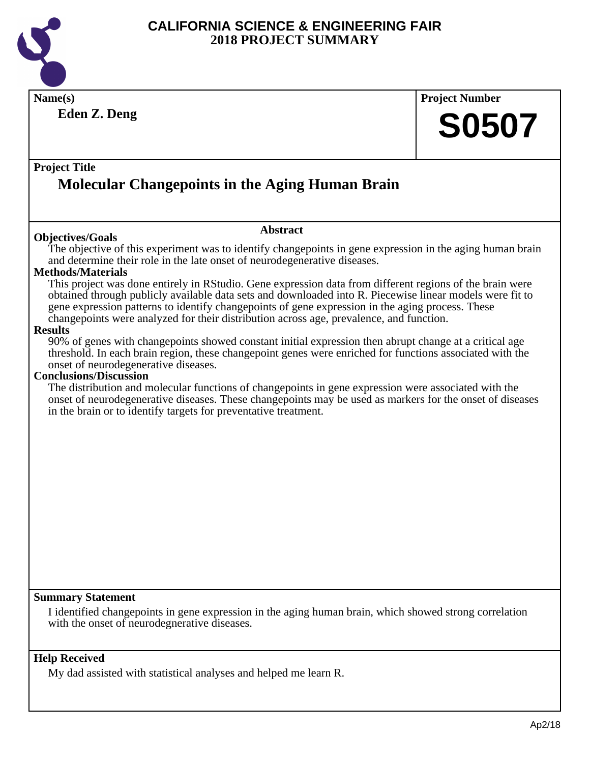# CALIFORNIA SCIENCE & ENGINEERING FAIR
## 2018 PROJECT SUMMARY

**Name(s)**

**Eden Z. Deng**

**Project Number**

**S0507**

**Project Title**

## Molecular Changepoints in the Aging Human Brain

### Abstract

**Objectives/Goals**

The objective of this experiment was to identify changepoints in gene expression in the aging human brain and determine their role in the late onset of neurodegenerative diseases.

**Methods/Materials**

This project was done entirely in RStudio. Gene expression data from different regions of the brain were obtained through publicly available data sets and downloaded into R. Piecewise linear models were fit to gene expression patterns to identify changepoints of gene expression in the aging process. These changepoints were analyzed for their distribution across age, prevalence, and function.

**Results**

90% of genes with changepoints showed constant initial expression then abrupt change at a critical age threshold. In each brain region, these changepoint genes were enriched for functions associated with the onset of neurodegenerative diseases.

**Conclusions/Discussion**

The distribution and molecular functions of changepoints in gene expression were associated with the onset of neurodegenerative diseases. These changepoints may be used as markers for the onset of diseases in the brain or to identify targets for preventative treatment.

**Summary Statement**

I identified changepoints in gene expression in the aging human brain, which showed strong correlation with the onset of neurodegnerative diseases.

**Help Received**

My dad assisted with statistical analyses and helped me learn R.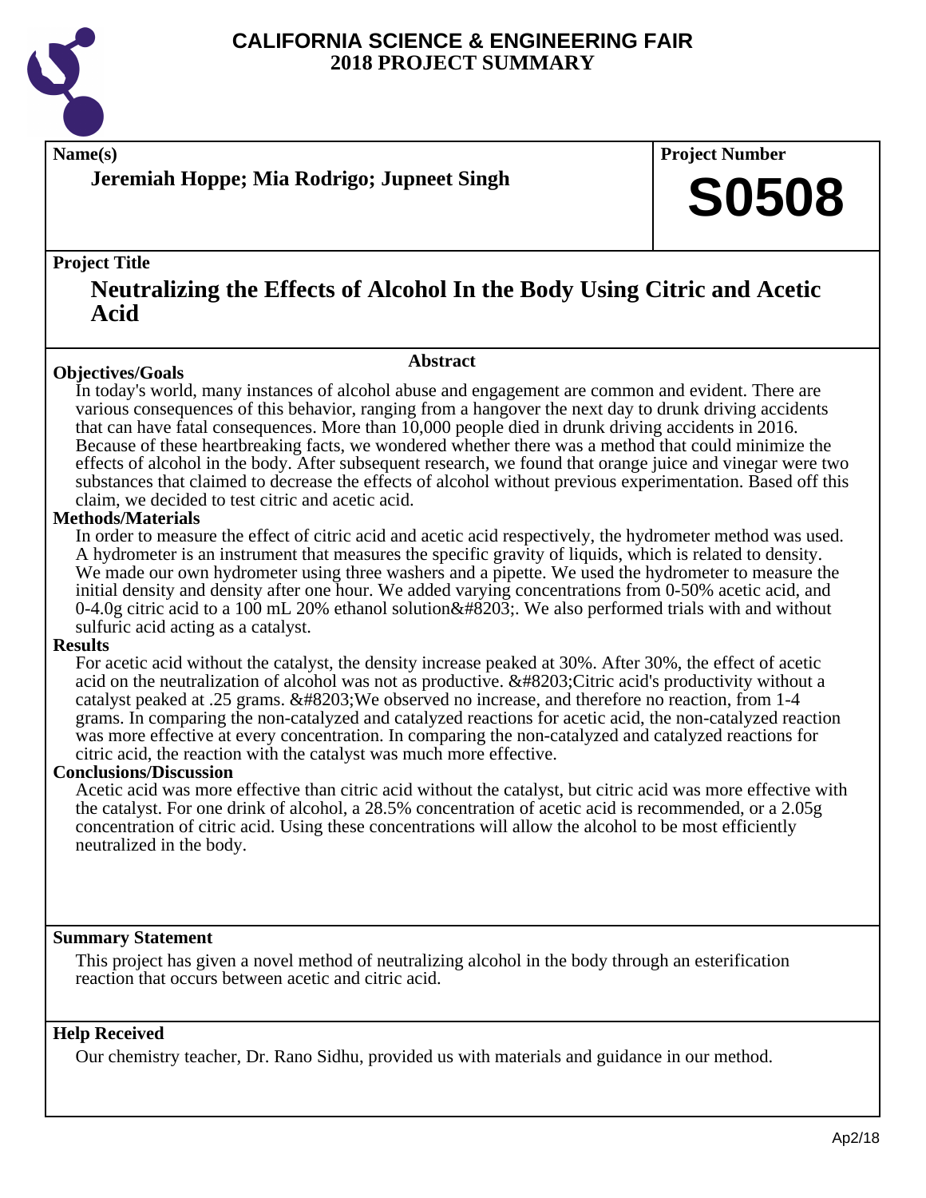# CALIFORNIA SCIENCE & ENGINEERING FAIR
# 2018 PROJECT SUMMARY

**Name(s)**

**Jeremiah Hoppe; Mia Rodrigo; Jupneet Singh**

**Project Number**

**S0508**

**Project Title**

## Neutralizing the Effects of Alcohol In the Body Using Citric and Acetic Acid

**Abstract**

**Objectives/Goals**

In today's world, many instances of alcohol abuse and engagement are common and evident. There are various consequences of this behavior, ranging from a hangover the next day to drunk driving accidents that can have fatal consequences. More than 10,000 people died in drunk driving accidents in 2016. Because of these heartbreaking facts, we wondered whether there was a method that could minimize the effects of alcohol in the body. After subsequent research, we found that orange juice and vinegar were two substances that claimed to decrease the effects of alcohol without previous experimentation. Based off this claim, we decided to test citric and acetic acid.

**Methods/Materials**

In order to measure the effect of citric acid and acetic acid respectively, the hydrometer method was used. A hydrometer is an instrument that measures the specific gravity of liquids, which is related to density. We made our own hydrometer using three washers and a pipette. We used the hydrometer to measure the initial density and density after one hour. We added varying concentrations from 0-50% acetic acid, and 0-4.0g citric acid to a 100 mL 20% ethanol solution&#8203;. We also performed trials with and without sulfuric acid acting as a catalyst.

**Results**

For acetic acid without the catalyst, the density increase peaked at 30%. After 30%, the effect of acetic acid on the neutralization of alcohol was not as productive. &#8203;Citric acid's productivity without a catalyst peaked at .25 grams. &#8203;We observed no increase, and therefore no reaction, from 1-4 grams. In comparing the non-catalyzed and catalyzed reactions for acetic acid, the non-catalyzed reaction was more effective at every concentration. In comparing the non-catalyzed and catalyzed reactions for citric acid, the reaction with the catalyst was much more effective.

**Conclusions/Discussion**

Acetic acid was more effective than citric acid without the catalyst, but citric acid was more effective with the catalyst. For one drink of alcohol, a 28.5% concentration of acetic acid is recommended, or a 2.05g concentration of citric acid. Using these concentrations will allow the alcohol to be most efficiently neutralized in the body.

**Summary Statement**

This project has given a novel method of neutralizing alcohol in the body through an esterification reaction that occurs between acetic and citric acid.

**Help Received**

Our chemistry teacher, Dr. Rano Sidhu, provided us with materials and guidance in our method.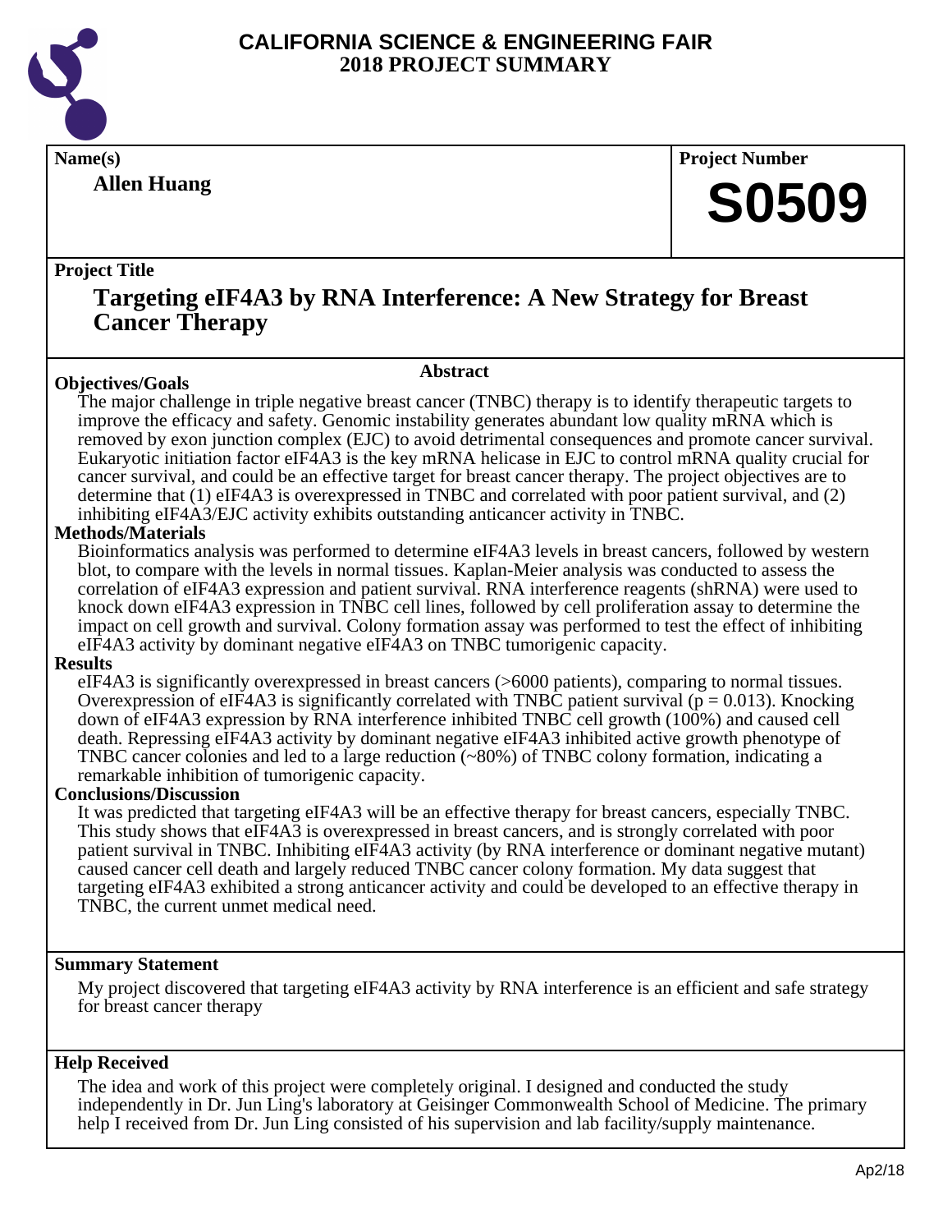# CALIFORNIA SCIENCE & ENGINEERING FAIR
# 2018 PROJECT SUMMARY

**Name(s)**

**Allen Huang**

**Project Number**

# S0509

**Project Title**

## Targeting eIF4A3 by RNA Interference: A New Strategy for Breast Cancer Therapy

### Abstract

**Objectives/Goals**

The major challenge in triple negative breast cancer (TNBC) therapy is to identify therapeutic targets to improve the efficacy and safety. Genomic instability generates abundant low quality mRNA which is removed by exon junction complex (EJC) to avoid detrimental consequences and promote cancer survival. Eukaryotic initiation factor eIF4A3 is the key mRNA helicase in EJC to control mRNA quality crucial for cancer survival, and could be an effective target for breast cancer therapy. The project objectives are to determine that (1) eIF4A3 is overexpressed in TNBC and correlated with poor patient survival, and (2) inhibiting eIF4A3/EJC activity exhibits outstanding anticancer activity in TNBC.

**Methods/Materials**

Bioinformatics analysis was performed to determine eIF4A3 levels in breast cancers, followed by western blot, to compare with the levels in normal tissues. Kaplan-Meier analysis was conducted to assess the correlation of eIF4A3 expression and patient survival. RNA interference reagents (shRNA) were used to knock down eIF4A3 expression in TNBC cell lines, followed by cell proliferation assay to determine the impact on cell growth and survival. Colony formation assay was performed to test the effect of inhibiting eIF4A3 activity by dominant negative eIF4A3 on TNBC tumorigenic capacity.

**Results**

eIF4A3 is significantly overexpressed in breast cancers (>6000 patients), comparing to normal tissues. Overexpression of eIF4A3 is significantly correlated with TNBC patient survival ($p = 0.013$). Knocking down of eIF4A3 expression by RNA interference inhibited TNBC cell growth (100%) and caused cell death. Repressing eIF4A3 activity by dominant negative eIF4A3 inhibited active growth phenotype of TNBC cancer colonies and led to a large reduction (~80%) of TNBC colony formation, indicating a remarkable inhibition of tumorigenic capacity.

**Conclusions/Discussion**

It was predicted that targeting eIF4A3 will be an effective therapy for breast cancers, especially TNBC. This study shows that eIF4A3 is overexpressed in breast cancers, and is strongly correlated with poor patient survival in TNBC. Inhibiting eIF4A3 activity (by RNA interference or dominant negative mutant) caused cancer cell death and largely reduced TNBC cancer colony formation. My data suggest that targeting eIF4A3 exhibited a strong anticancer activity and could be developed to an effective therapy in TNBC, the current unmet medical need.

**Summary Statement**

My project discovered that targeting eIF4A3 activity by RNA interference is an efficient and safe strategy for breast cancer therapy

**Help Received**

The idea and work of this project were completely original. I designed and conducted the study independently in Dr. Jun Ling's laboratory at Geisinger Commonwealth School of Medicine. The primary help I received from Dr. Jun Ling consisted of his supervision and lab facility/supply maintenance.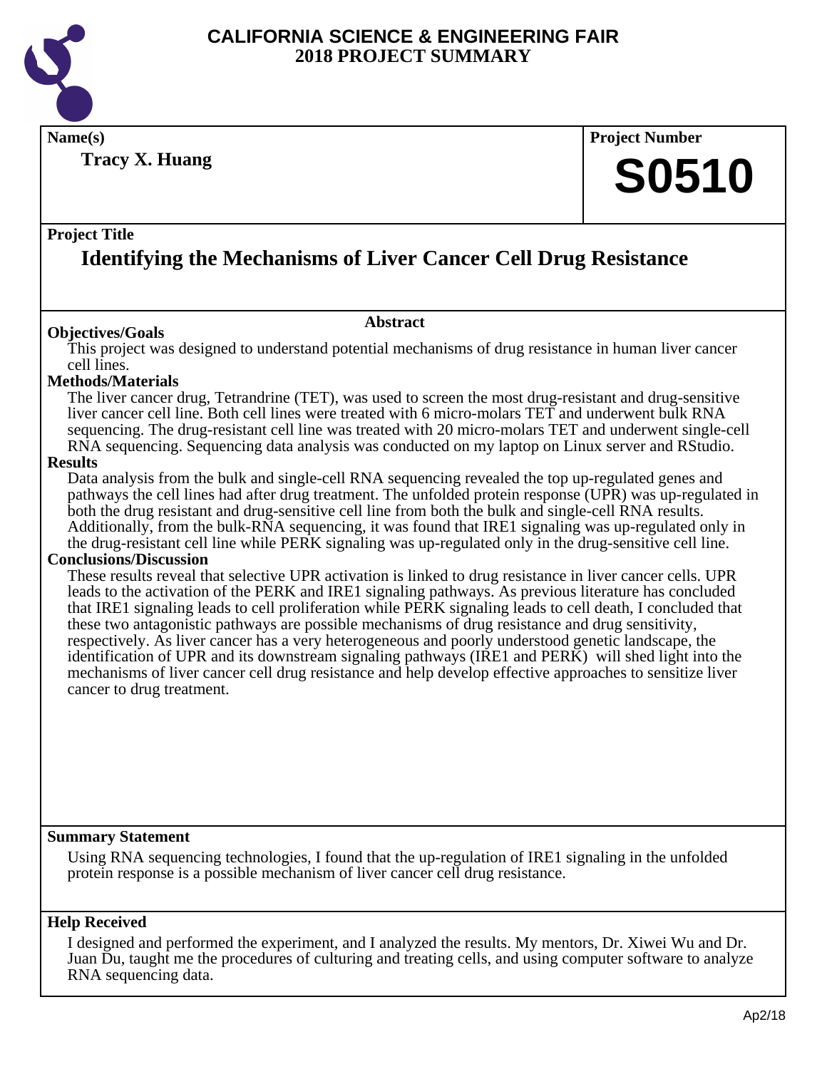# CALIFORNIA SCIENCE & ENGINEERING FAIR
## 2018 PROJECT SUMMARY

**Name(s)**

**Tracy X. Huang**

**Project Number**

# S0510

**Project Title**

## Identifying the Mechanisms of Liver Cancer Cell Drug Resistance

### Abstract

**Objectives/Goals**

This project was designed to understand potential mechanisms of drug resistance in human liver cancer cell lines.

**Methods/Materials**

The liver cancer drug, Tetrandrine (TET), was used to screen the most drug-resistant and drug-sensitive liver cancer cell line. Both cell lines were treated with 6 micro-molars TET and underwent bulk RNA sequencing. The drug-resistant cell line was treated with 20 micro-molars TET and underwent single-cell RNA sequencing. Sequencing data analysis was conducted on my laptop on Linux server and RStudio.

**Results**

Data analysis from the bulk and single-cell RNA sequencing revealed the top up-regulated genes and pathways the cell lines had after drug treatment. The unfolded protein response (UPR) was up-regulated in both the drug resistant and drug-sensitive cell line from both the bulk and single-cell RNA results. Additionally, from the bulk-RNA sequencing, it was found that IRE1 signaling was up-regulated only in the drug-resistant cell line while PERK signaling was up-regulated only in the drug-sensitive cell line.

**Conclusions/Discussion**

These results reveal that selective UPR activation is linked to drug resistance in liver cancer cells. UPR leads to the activation of the PERK and IRE1 signaling pathways. As previous literature has concluded that IRE1 signaling leads to cell proliferation while PERK signaling leads to cell death, I concluded that these two antagonistic pathways are possible mechanisms of drug resistance and drug sensitivity, respectively. As liver cancer has a very heterogeneous and poorly understood genetic landscape, the identification of UPR and its downstream signaling pathways (IRE1 and PERK) will shed light into the mechanisms of liver cancer cell drug resistance and help develop effective approaches to sensitize liver cancer to drug treatment.

**Summary Statement**

Using RNA sequencing technologies, I found that the up-regulation of IRE1 signaling in the unfolded protein response is a possible mechanism of liver cancer cell drug resistance.

**Help Received**

I designed and performed the experiment, and I analyzed the results. My mentors, Dr. Xiwei Wu and Dr. Juan Du, taught me the procedures of culturing and treating cells, and using computer software to analyze RNA sequencing data.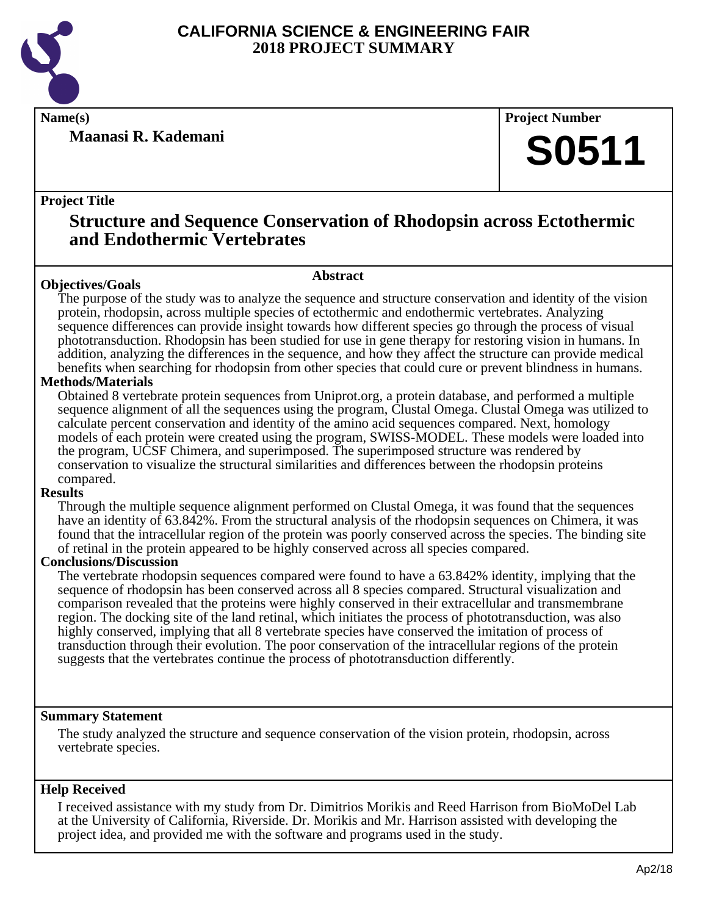# CALIFORNIA SCIENCE & ENGINEERING FAIR
## 2018 PROJECT SUMMARY

**Name(s)**

**Maanasi R. Kademani**

**Project Number**

# S0511

**Project Title**

## Structure and Sequence Conservation of Rhodopsin across Ectothermic and Endothermic Vertebrates

### Abstract

**Objectives/Goals**

The purpose of the study was to analyze the sequence and structure conservation and identity of the vision protein, rhodopsin, across multiple species of ectothermic and endothermic vertebrates. Analyzing sequence differences can provide insight towards how different species go through the process of visual phototransduction. Rhodopsin has been studied for use in gene therapy for restoring vision in humans. In addition, analyzing the differences in the sequence, and how they affect the structure can provide medical benefits when searching for rhodopsin from other species that could cure or prevent blindness in humans.

**Methods/Materials**

Obtained 8 vertebrate protein sequences from Uniprot.org, a protein database, and performed a multiple sequence alignment of all the sequences using the program, Clustal Omega. Clustal Omega was utilized to calculate percent conservation and identity of the amino acid sequences compared. Next, homology models of each protein were created using the program, SWISS-MODEL. These models were loaded into the program, UCSF Chimera, and superimposed. The superimposed structure was rendered by conservation to visualize the structural similarities and differences between the rhodopsin proteins compared.

**Results**

Through the multiple sequence alignment performed on Clustal Omega, it was found that the sequences have an identity of 63.842%. From the structural analysis of the rhodopsin sequences on Chimera, it was found that the intracellular region of the protein was poorly conserved across the species. The binding site of retinal in the protein appeared to be highly conserved across all species compared.

**Conclusions/Discussion**

The vertebrate rhodopsin sequences compared were found to have a 63.842% identity, implying that the sequence of rhodopsin has been conserved across all 8 species compared. Structural visualization and comparison revealed that the proteins were highly conserved in their extracellular and transmembrane region. The docking site of the land retinal, which initiates the process of phototransduction, was also highly conserved, implying that all 8 vertebrate species have conserved the imitation of process of transduction through their evolution. The poor conservation of the intracellular regions of the protein suggests that the vertebrates continue the process of phototransduction differently.

**Summary Statement**

The study analyzed the structure and sequence conservation of the vision protein, rhodopsin, across vertebrate species.

**Help Received**

I received assistance with my study from Dr. Dimitrios Morikis and Reed Harrison from BioMoDel Lab at the University of California, Riverside. Dr. Morikis and Mr. Harrison assisted with developing the project idea, and provided me with the software and programs used in the study.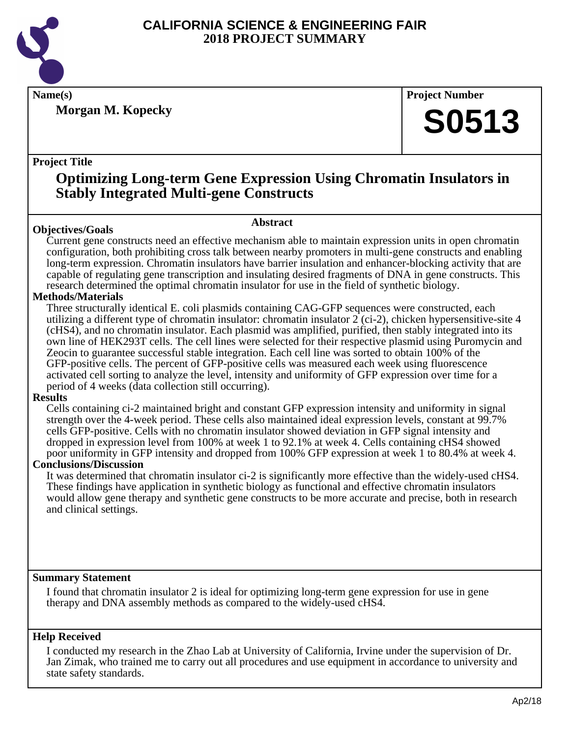# CALIFORNIA SCIENCE & ENGINEERING FAIR
## 2018 PROJECT SUMMARY

**Name(s)**

**Morgan M. Kopecky**

**Project Number**

**S0513**

**Project Title**

## Optimizing Long-term Gene Expression Using Chromatin Insulators in Stably Integrated Multi-gene Constructs

### Abstract

**Objectives/Goals**

Current gene constructs need an effective mechanism able to maintain expression units in open chromatin configuration, both prohibiting cross talk between nearby promoters in multi-gene constructs and enabling long-term expression. Chromatin insulators have barrier insulation and enhancer-blocking activity that are capable of regulating gene transcription and insulating desired fragments of DNA in gene constructs. This research determined the optimal chromatin insulator for use in the field of synthetic biology.

**Methods/Materials**

Three structurally identical E. coli plasmids containing CAG-GFP sequences were constructed, each utilizing a different type of chromatin insulator: chromatin insulator 2 (ci-2), chicken hypersensitive-site 4 (cHS4), and no chromatin insulator. Each plasmid was amplified, purified, then stably integrated into its own line of HEK293T cells. The cell lines were selected for their respective plasmid using Puromycin and Zeocin to guarantee successful stable integration. Each cell line was sorted to obtain 100% of the GFP-positive cells. The percent of GFP-positive cells was measured each week using fluorescence activated cell sorting to analyze the level, intensity and uniformity of GFP expression over time for a period of 4 weeks (data collection still occurring).

**Results**

Cells containing ci-2 maintained bright and constant GFP expression intensity and uniformity in signal strength over the 4-week period. These cells also maintained ideal expression levels, constant at 99.7% cells GFP-positive. Cells with no chromatin insulator showed deviation in GFP signal intensity and dropped in expression level from 100% at week 1 to 92.1% at week 4. Cells containing cHS4 showed poor uniformity in GFP intensity and dropped from 100% GFP expression at week 1 to 80.4% at week 4.

**Conclusions/Discussion**

It was determined that chromatin insulator ci-2 is significantly more effective than the widely-used cHS4. These findings have application in synthetic biology as functional and effective chromatin insulators would allow gene therapy and synthetic gene constructs to be more accurate and precise, both in research and clinical settings.

**Summary Statement**

I found that chromatin insulator 2 is ideal for optimizing long-term gene expression for use in gene therapy and DNA assembly methods as compared to the widely-used cHS4.

**Help Received**

I conducted my research in the Zhao Lab at University of California, Irvine under the supervision of Dr. Jan Zimak, who trained me to carry out all procedures and use equipment in accordance to university and state safety standards.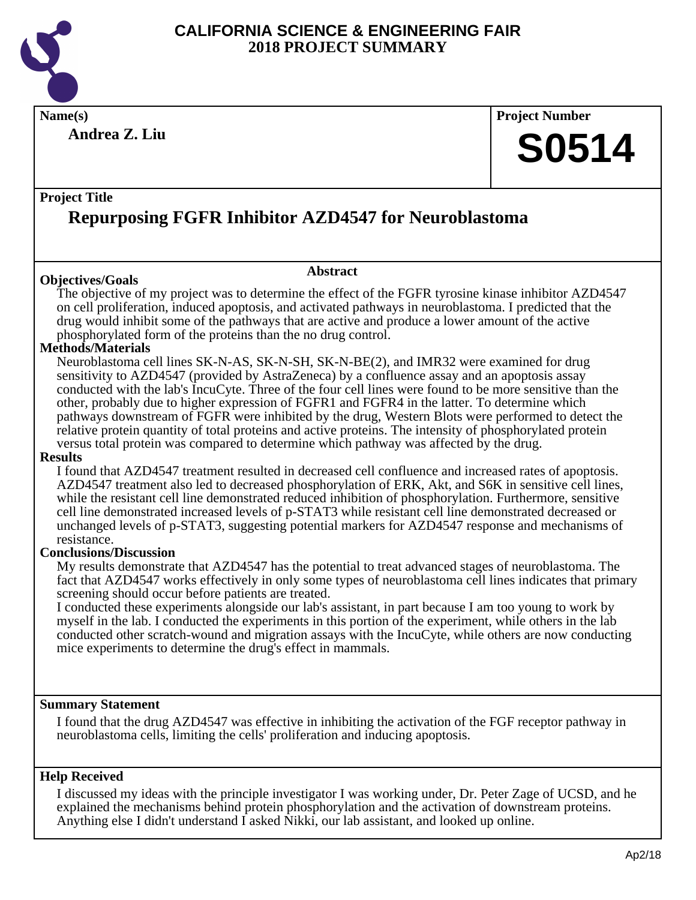# CALIFORNIA SCIENCE & ENGINEERING FAIR
## 2018 PROJECT SUMMARY

**Name(s)**

**Andrea Z. Liu**

**Project Number**

**S0514**

**Project Title**

# Repurposing FGFR Inhibitor AZD4547 for Neuroblastoma

### Abstract

**Objectives/Goals**

The objective of my project was to determine the effect of the FGFR tyrosine kinase inhibitor AZD4547 on cell proliferation, induced apoptosis, and activated pathways in neuroblastoma. I predicted that the drug would inhibit some of the pathways that are active and produce a lower amount of the active phosphorylated form of the proteins than the no drug control.

**Methods/Materials**

Neuroblastoma cell lines SK-N-AS, SK-N-SH, SK-N-BE(2), and IMR32 were examined for drug sensitivity to AZD4547 (provided by AstraZeneca) by a confluence assay and an apoptosis assay conducted with the lab's IncuCyte. Three of the four cell lines were found to be more sensitive than the other, probably due to higher expression of FGFR1 and FGFR4 in the latter. To determine which pathways downstream of FGFR were inhibited by the drug, Western Blots were performed to detect the relative protein quantity of total proteins and active proteins. The intensity of phosphorylated protein versus total protein was compared to determine which pathway was affected by the drug.

**Results**

I found that AZD4547 treatment resulted in decreased cell confluence and increased rates of apoptosis. AZD4547 treatment also led to decreased phosphorylation of ERK, Akt, and S6K in sensitive cell lines, while the resistant cell line demonstrated reduced inhibition of phosphorylation. Furthermore, sensitive cell line demonstrated increased levels of p-STAT3 while resistant cell line demonstrated decreased or unchanged levels of p-STAT3, suggesting potential markers for AZD4547 response and mechanisms of resistance.

**Conclusions/Discussion**

My results demonstrate that AZD4547 has the potential to treat advanced stages of neuroblastoma. The fact that AZD4547 works effectively in only some types of neuroblastoma cell lines indicates that primary screening should occur before patients are treated.

I conducted these experiments alongside our lab's assistant, in part because I am too young to work by myself in the lab. I conducted the experiments in this portion of the experiment, while others in the lab conducted other scratch-wound and migration assays with the IncuCyte, while others are now conducting mice experiments to determine the drug's effect in mammals.

**Summary Statement**

I found that the drug AZD4547 was effective in inhibiting the activation of the FGF receptor pathway in neuroblastoma cells, limiting the cells' proliferation and inducing apoptosis.

**Help Received**

I discussed my ideas with the principle investigator I was working under, Dr. Peter Zage of UCSD, and he explained the mechanisms behind protein phosphorylation and the activation of downstream proteins. Anything else I didn't understand I asked Nikki, our lab assistant, and looked up online.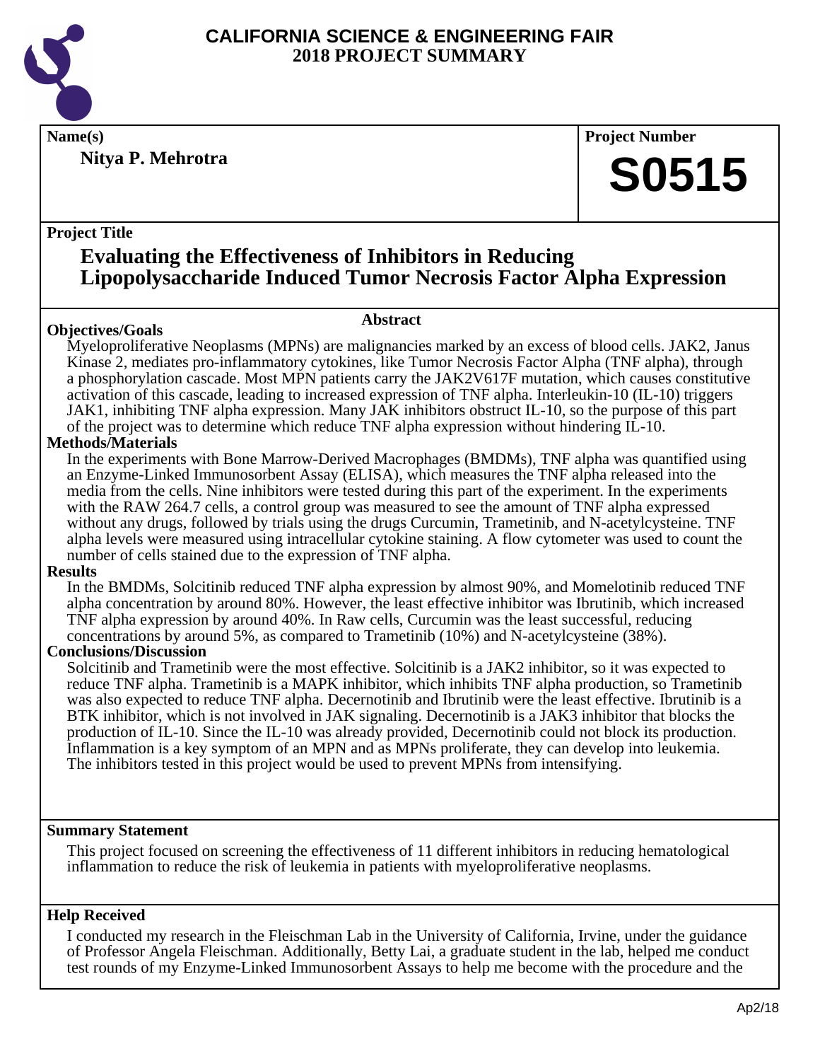# CALIFORNIA SCIENCE & ENGINEERING FAIR
## 2018 PROJECT SUMMARY

**Name(s)**

**Nitya P. Mehrotra**

**Project Number**

**S0515**

**Project Title**

## Evaluating the Effectiveness of Inhibitors in Reducing Lipopolysaccharide Induced Tumor Necrosis Factor Alpha Expression

### Abstract

**Objectives/Goals**

Myeloproliferative Neoplasms (MPNs) are malignancies marked by an excess of blood cells. JAK2, Janus Kinase 2, mediates pro-inflammatory cytokines, like Tumor Necrosis Factor Alpha (TNF alpha), through a phosphorylation cascade. Most MPN patients carry the JAK2V617F mutation, which causes constitutive activation of this cascade, leading to increased expression of TNF alpha. Interleukin-10 (IL-10) triggers JAK1, inhibiting TNF alpha expression. Many JAK inhibitors obstruct IL-10, so the purpose of this part of the project was to determine which reduce TNF alpha expression without hindering IL-10.

**Methods/Materials**

In the experiments with Bone Marrow-Derived Macrophages (BMDMs), TNF alpha was quantified using an Enzyme-Linked Immunosorbent Assay (ELISA), which measures the TNF alpha released into the media from the cells. Nine inhibitors were tested during this part of the experiment. In the experiments with the RAW 264.7 cells, a control group was measured to see the amount of TNF alpha expressed without any drugs, followed by trials using the drugs Curcumin, Trametinib, and N-acetylcysteine. TNF alpha levels were measured using intracellular cytokine staining. A flow cytometer was used to count the number of cells stained due to the expression of TNF alpha.

**Results**

In the BMDMs, Solcitinib reduced TNF alpha expression by almost 90%, and Momelotinib reduced TNF alpha concentration by around 80%. However, the least effective inhibitor was Ibrutinib, which increased TNF alpha expression by around 40%. In Raw cells, Curcumin was the least successful, reducing concentrations by around 5%, as compared to Trametinib (10%) and N-acetylcysteine (38%).

**Conclusions/Discussion**

Solcitinib and Trametinib were the most effective. Solcitinib is a JAK2 inhibitor, so it was expected to reduce TNF alpha. Trametinib is a MAPK inhibitor, which inhibits TNF alpha production, so Trametinib was also expected to reduce TNF alpha. Decernotinib and Ibrutinib were the least effective. Ibrutinib is a BTK inhibitor, which is not involved in JAK signaling. Decernotinib is a JAK3 inhibitor that blocks the production of IL-10. Since the IL-10 was already provided, Decernotinib could not block its production. Inflammation is a key symptom of an MPN and as MPNs proliferate, they can develop into leukemia. The inhibitors tested in this project would be used to prevent MPNs from intensifying.

**Summary Statement**

This project focused on screening the effectiveness of 11 different inhibitors in reducing hematological inflammation to reduce the risk of leukemia in patients with myeloproliferative neoplasms.

**Help Received**

I conducted my research in the Fleischman Lab in the University of California, Irvine, under the guidance of Professor Angela Fleischman. Additionally, Betty Lai, a graduate student in the lab, helped me conduct test rounds of my Enzyme-Linked Immunosorbent Assays to help me become with the procedure and the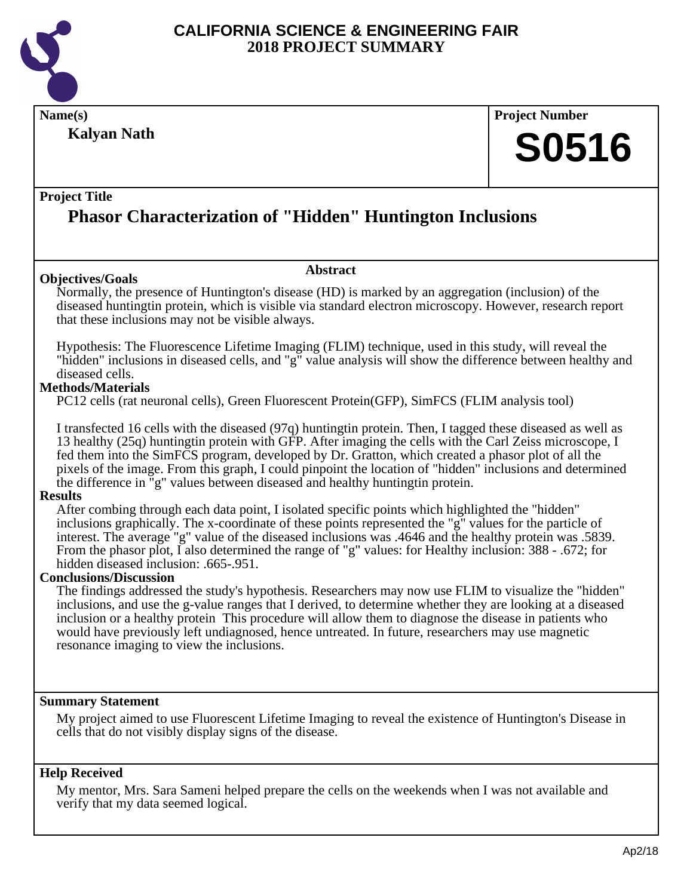# CALIFORNIA SCIENCE & ENGINEERING FAIR
# 2018 PROJECT SUMMARY

**Name(s)**

**Kalyan Nath**

**Project Number**

**S0516**

**Project Title**

## Phasor Characterization of "Hidden" Huntington Inclusions

**Abstract**

### Objectives/Goals

Normally, the presence of Huntington's disease (HD) is marked by an aggregation (inclusion) of the diseased huntingtin protein, which is visible via standard electron microscopy. However, research report that these inclusions may not be visible always.

Hypothesis: The Fluorescence Lifetime Imaging (FLIM) technique, used in this study, will reveal the "hidden" inclusions in diseased cells, and "g" value analysis will show the difference between healthy and diseased cells.

### Methods/Materials

PC12 cells (rat neuronal cells), Green Fluorescent Protein(GFP), SimFCS (FLIM analysis tool)

I transfected 16 cells with the diseased (97q) huntingtin protein. Then, I tagged these diseased as well as 13 healthy (25q) huntingtin protein with GFP. After imaging the cells with the Carl Zeiss microscope, I fed them into the SimFCS program, developed by Dr. Gratton, which created a phasor plot of all the pixels of the image. From this graph, I could pinpoint the location of "hidden" inclusions and determined the difference in "g" values between diseased and healthy huntingtin protein.

### Results

After combing through each data point, I isolated specific points which highlighted the "hidden" inclusions graphically. The x-coordinate of these points represented the "g" values for the particle of interest. The average "g" value of the diseased inclusions was .4646 and the healthy protein was .5839. From the phasor plot, I also determined the range of "g" values: for Healthy inclusion: 388 - .672; for hidden diseased inclusion: .665-.951.

### Conclusions/Discussion

The findings addressed the study's hypothesis. Researchers may now use FLIM to visualize the "hidden" inclusions, and use the g-value ranges that I derived, to determine whether they are looking at a diseased inclusion or a healthy protein This procedure will allow them to diagnose the disease in patients who would have previously left undiagnosed, hence untreated. In future, researchers may use magnetic resonance imaging to view the inclusions.

### Summary Statement

My project aimed to use Fluorescent Lifetime Imaging to reveal the existence of Huntington's Disease in cells that do not visibly display signs of the disease.

### Help Received

My mentor, Mrs. Sara Sameni helped prepare the cells on the weekends when I was not available and verify that my data seemed logical.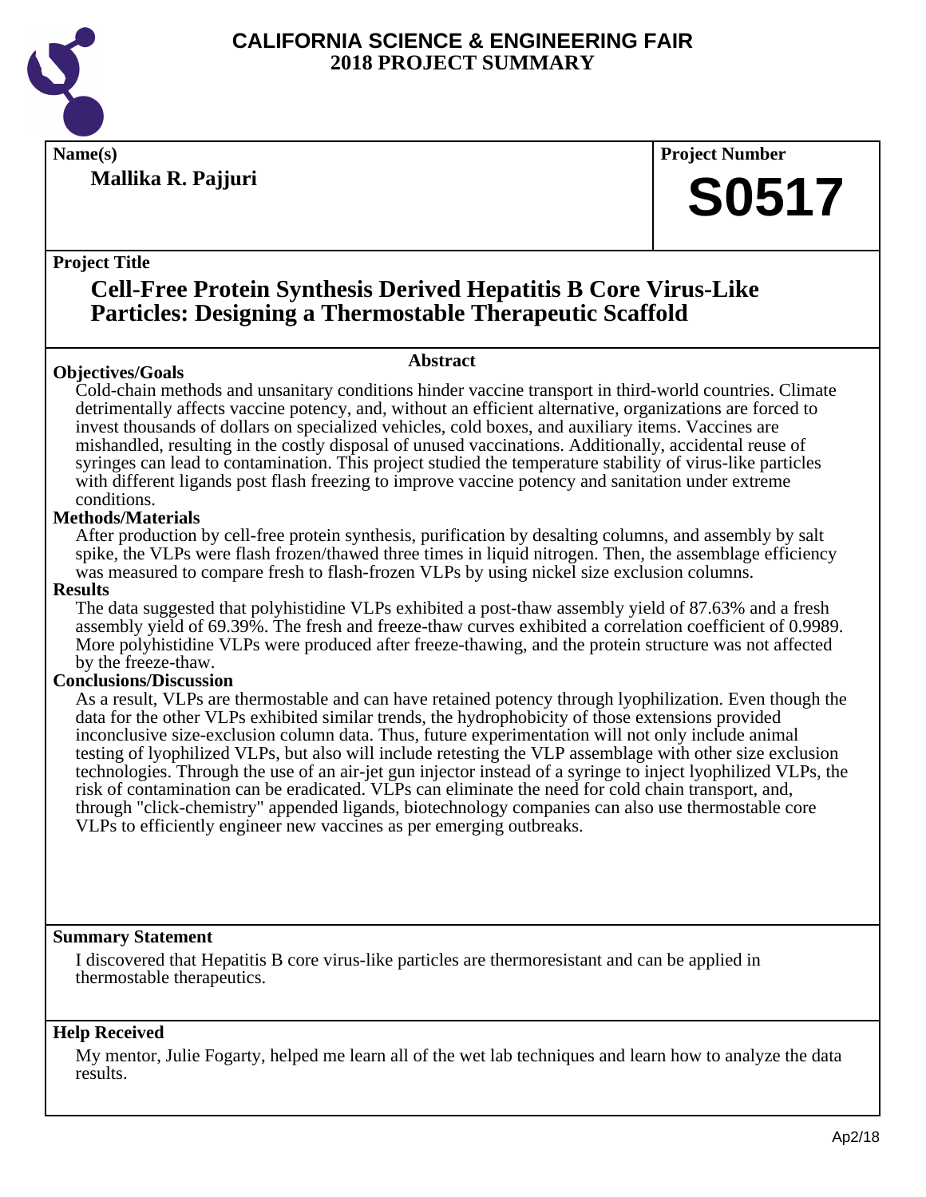# CALIFORNIA SCIENCE & ENGINEERING FAIR
## 2018 PROJECT SUMMARY

**Name(s)**

**Mallika R. Pajjuri**

**Project Number**

**S0517**

**Project Title**

## Cell-Free Protein Synthesis Derived Hepatitis B Core Virus-Like Particles: Designing a Thermostable Therapeutic Scaffold

### Abstract

**Objectives/Goals**

Cold-chain methods and unsanitary conditions hinder vaccine transport in third-world countries. Climate detrimentally affects vaccine potency, and, without an efficient alternative, organizations are forced to invest thousands of dollars on specialized vehicles, cold boxes, and auxiliary items. Vaccines are mishandled, resulting in the costly disposal of unused vaccinations. Additionally, accidental reuse of syringes can lead to contamination. This project studied the temperature stability of virus-like particles with different ligands post flash freezing to improve vaccine potency and sanitation under extreme conditions.

**Methods/Materials**

After production by cell-free protein synthesis, purification by desalting columns, and assembly by salt spike, the VLPs were flash frozen/thawed three times in liquid nitrogen. Then, the assemblage efficiency was measured to compare fresh to flash-frozen VLPs by using nickel size exclusion columns.

**Results**

The data suggested that polyhistidine VLPs exhibited a post-thaw assembly yield of 87.63% and a fresh assembly yield of 69.39%. The fresh and freeze-thaw curves exhibited a correlation coefficient of 0.9989. More polyhistidine VLPs were produced after freeze-thawing, and the protein structure was not affected by the freeze-thaw.

**Conclusions/Discussion**

As a result, VLPs are thermostable and can have retained potency through lyophilization. Even though the data for the other VLPs exhibited similar trends, the hydrophobicity of those extensions provided inconclusive size-exclusion column data. Thus, future experimentation will not only include animal testing of lyophilized VLPs, but also will include retesting the VLP assemblage with other size exclusion technologies. Through the use of an air-jet gun injector instead of a syringe to inject lyophilized VLPs, the risk of contamination can be eradicated. VLPs can eliminate the need for cold chain transport, and, through "click-chemistry" appended ligands, biotechnology companies can also use thermostable core VLPs to efficiently engineer new vaccines as per emerging outbreaks.

**Summary Statement**

I discovered that Hepatitis B core virus-like particles are thermoresistant and can be applied in thermostable therapeutics.

**Help Received**

My mentor, Julie Fogarty, helped me learn all of the wet lab techniques and learn how to analyze the data results.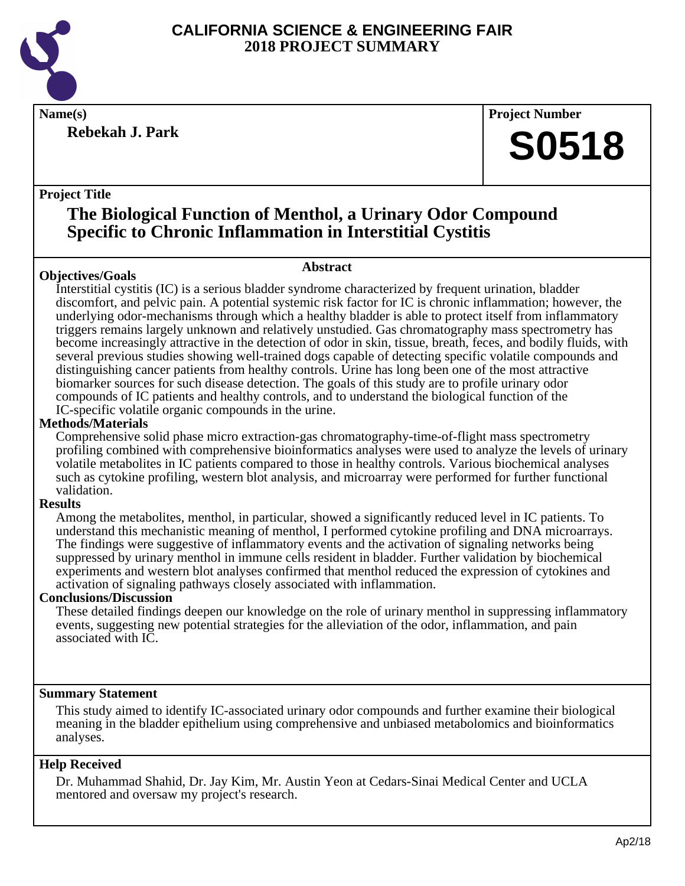# CALIFORNIA SCIENCE & ENGINEERING FAIR
## 2018 PROJECT SUMMARY

**Name(s)**

**Rebekah J. Park**

**Project Number**

**S0518**

**Project Title**

## The Biological Function of Menthol, a Urinary Odor Compound Specific to Chronic Inflammation in Interstitial Cystitis

### Abstract

**Objectives/Goals**

Interstitial cystitis (IC) is a serious bladder syndrome characterized by frequent urination, bladder discomfort, and pelvic pain. A potential systemic risk factor for IC is chronic inflammation; however, the underlying odor-mechanisms through which a healthy bladder is able to protect itself from inflammatory triggers remains largely unknown and relatively unstudied. Gas chromatography mass spectrometry has become increasingly attractive in the detection of odor in skin, tissue, breath, feces, and bodily fluids, with several previous studies showing well-trained dogs capable of detecting specific volatile compounds and distinguishing cancer patients from healthy controls. Urine has long been one of the most attractive biomarker sources for such disease detection. The goals of this study are to profile urinary odor compounds of IC patients and healthy controls, and to understand the biological function of the IC-specific volatile organic compounds in the urine.

**Methods/Materials**

Comprehensive solid phase micro extraction-gas chromatography-time-of-flight mass spectrometry profiling combined with comprehensive bioinformatics analyses were used to analyze the levels of urinary volatile metabolites in IC patients compared to those in healthy controls. Various biochemical analyses such as cytokine profiling, western blot analysis, and microarray were performed for further functional validation.

**Results**

Among the metabolites, menthol, in particular, showed a significantly reduced level in IC patients. To understand this mechanistic meaning of menthol, I performed cytokine profiling and DNA microarrays. The findings were suggestive of inflammatory events and the activation of signaling networks being suppressed by urinary menthol in immune cells resident in bladder. Further validation by biochemical experiments and western blot analyses confirmed that menthol reduced the expression of cytokines and activation of signaling pathways closely associated with inflammation.

**Conclusions/Discussion**

These detailed findings deepen our knowledge on the role of urinary menthol in suppressing inflammatory events, suggesting new potential strategies for the alleviation of the odor, inflammation, and pain associated with IC.

**Summary Statement**

This study aimed to identify IC-associated urinary odor compounds and further examine their biological meaning in the bladder epithelium using comprehensive and unbiased metabolomics and bioinformatics analyses.

**Help Received**

Dr. Muhammad Shahid, Dr. Jay Kim, Mr. Austin Yeon at Cedars-Sinai Medical Center and UCLA mentored and oversaw my project's research.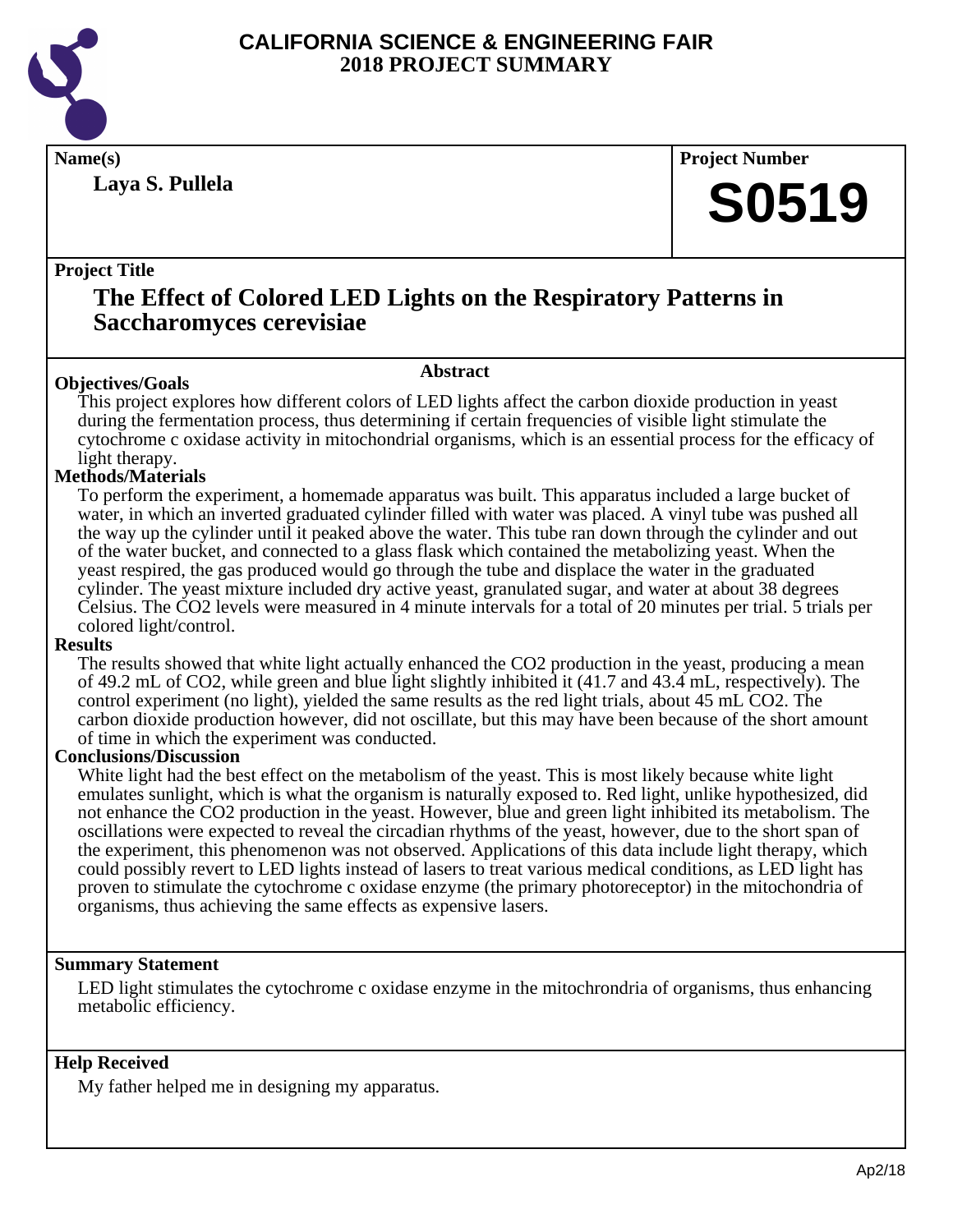# CALIFORNIA SCIENCE & ENGINEERING FAIR 2018 PROJECT SUMMARY

**Name(s)**

**Laya S. Pullela**

**Project Number**

**S0519**

**Project Title**

## The Effect of Colored LED Lights on the Respiratory Patterns in Saccharomyces cerevisiae

### Abstract

**Objectives/Goals**

This project explores how different colors of LED lights affect the carbon dioxide production in yeast during the fermentation process, thus determining if certain frequencies of visible light stimulate the cytochrome c oxidase activity in mitochondrial organisms, which is an essential process for the efficacy of light therapy.

**Methods/Materials**

To perform the experiment, a homemade apparatus was built. This apparatus included a large bucket of water, in which an inverted graduated cylinder filled with water was placed. A vinyl tube was pushed all the way up the cylinder until it peaked above the water. This tube ran down through the cylinder and out of the water bucket, and connected to a glass flask which contained the metabolizing yeast. When the yeast respired, the gas produced would go through the tube and displace the water in the graduated cylinder. The yeast mixture included dry active yeast, granulated sugar, and water at about 38 degrees Celsius. The $CO_2$ levels were measured in 4 minute intervals for a total of 20 minutes per trial. 5 trials per colored light/control.

**Results**

The results showed that white light actually enhanced the $CO_2$ production in the yeast, producing a mean of 49.2 mL of $CO_2$, while green and blue light slightly inhibited it (41.7 and 43.4 mL, respectively). The control experiment (no light), yielded the same results as the red light trials, about 45 mL $CO_2$. The carbon dioxide production however, did not oscillate, but this may have been because of the short amount of time in which the experiment was conducted.

**Conclusions/Discussion**

White light had the best effect on the metabolism of the yeast. This is most likely because white light emulates sunlight, which is what the organism is naturally exposed to. Red light, unlike hypothesized, did not enhance the $CO_2$ production in the yeast. However, blue and green light inhibited its metabolism. The oscillations were expected to reveal the circadian rhythms of the yeast, however, due to the short span of the experiment, this phenomenon was not observed. Applications of this data include light therapy, which could possibly revert to LED lights instead of lasers to treat various medical conditions, as LED light has proven to stimulate the cytochrome c oxidase enzyme (the primary photoreceptor) in the mitochondria of organisms, thus achieving the same effects as expensive lasers.

**Summary Statement**

LED light stimulates the cytochrome c oxidase enzyme in the mitochrondria of organisms, thus enhancing metabolic efficiency.

**Help Received**

My father helped me in designing my apparatus.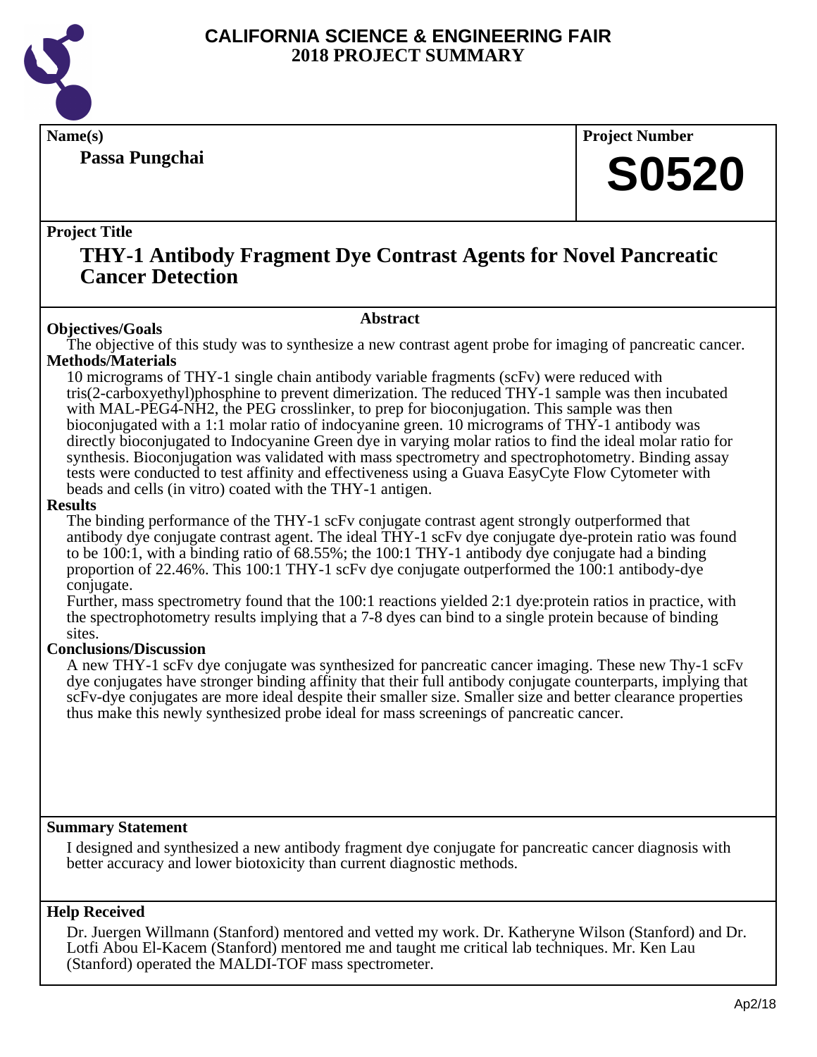# CALIFORNIA SCIENCE & ENGINEERING FAIR
## 2018 PROJECT SUMMARY

**Name(s)**

**Passa Pungchai**

**Project Number**

**S0520**

**Project Title**

## THY-1 Antibody Fragment Dye Contrast Agents for Novel Pancreatic Cancer Detection

### Abstract

**Objectives/Goals**

The objective of this study was to synthesize a new contrast agent probe for imaging of pancreatic cancer.

**Methods/Materials**

10 micrograms of THY-1 single chain antibody variable fragments (scFv) were reduced with tris(2-carboxyethyl)phosphine to prevent dimerization. The reduced THY-1 sample was then incubated with MAL-PEG4-NH2, the PEG crosslinker, to prep for bioconjugation. This sample was then bioconjugated with a 1:1 molar ratio of indocyanine green. 10 micrograms of THY-1 antibody was directly bioconjugated to Indocyanine Green dye in varying molar ratios to find the ideal molar ratio for synthesis. Bioconjugation was validated with mass spectrometry and spectrophotometry. Binding assay tests were conducted to test affinity and effectiveness using a Guava EasyCyte Flow Cytometer with beads and cells (in vitro) coated with the THY-1 antigen.

**Results**

The binding performance of the THY-1 scFv conjugate contrast agent strongly outperformed that antibody dye conjugate contrast agent. The ideal THY-1 scFv dye conjugate dye-protein ratio was found to be 100:1, with a binding ratio of 68.55%; the 100:1 THY-1 antibody dye conjugate had a binding proportion of 22.46%. This 100:1 THY-1 scFv dye conjugate outperformed the 100:1 antibody-dye conjugate.

Further, mass spectrometry found that the 100:1 reactions yielded 2:1 dye:protein ratios in practice, with the spectrophotometry results implying that a 7-8 dyes can bind to a single protein because of binding sites.

**Conclusions/Discussion**

A new THY-1 scFv dye conjugate was synthesized for pancreatic cancer imaging. These new Thy-1 scFv dye conjugates have stronger binding affinity that their full antibody conjugate counterparts, implying that scFv-dye conjugates are more ideal despite their smaller size. Smaller size and better clearance properties thus make this newly synthesized probe ideal for mass screenings of pancreatic cancer.

**Summary Statement**

I designed and synthesized a new antibody fragment dye conjugate for pancreatic cancer diagnosis with better accuracy and lower biotoxicity than current diagnostic methods.

**Help Received**

Dr. Juergen Willmann (Stanford) mentored and vetted my work. Dr. Katheryne Wilson (Stanford) and Dr. Lotfi Abou El-Kacem (Stanford) mentored me and taught me critical lab techniques. Mr. Ken Lau (Stanford) operated the MALDI-TOF mass spectrometer.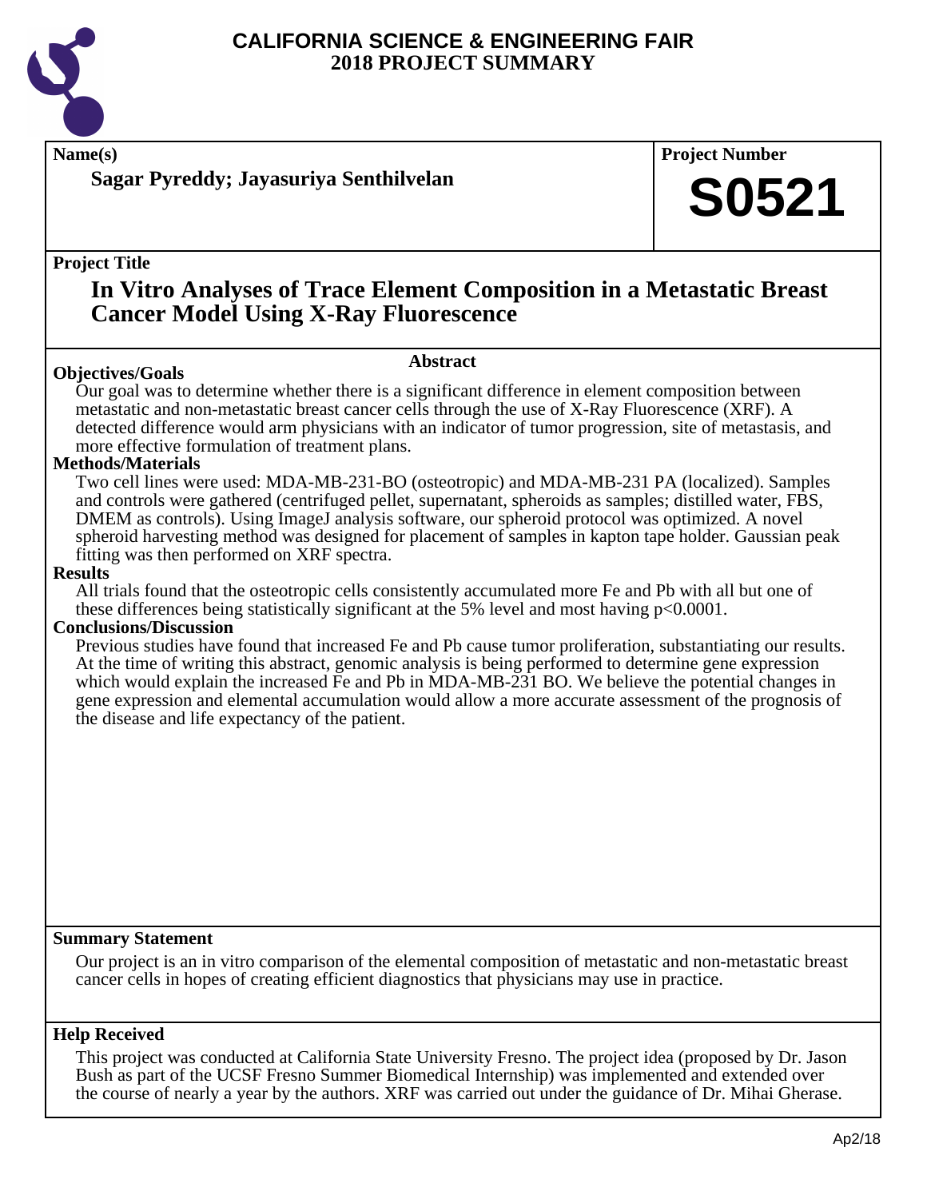# CALIFORNIA SCIENCE & ENGINEERING FAIR
## 2018 PROJECT SUMMARY

**Name(s)**

**Sagar Pyreddy; Jayasuriya Senthilvelan**

**Project Number**

# S0521

**Project Title**

## In Vitro Analyses of Trace Element Composition in a Metastatic Breast Cancer Model Using X-Ray Fluorescence

### Abstract

**Objectives/Goals**

Our goal was to determine whether there is a significant difference in element composition between metastatic and non-metastatic breast cancer cells through the use of X-Ray Fluorescence (XRF). A detected difference would arm physicians with an indicator of tumor progression, site of metastasis, and more effective formulation of treatment plans.

**Methods/Materials**

Two cell lines were used: MDA-MB-231-BO (osteotropic) and MDA-MB-231 PA (localized). Samples and controls were gathered (centrifuged pellet, supernatant, spheroids as samples; distilled water, FBS, DMEM as controls). Using ImageJ analysis software, our spheroid protocol was optimized. A novel spheroid harvesting method was designed for placement of samples in kapton tape holder. Gaussian peak fitting was then performed on XRF spectra.

**Results**

All trials found that the osteotropic cells consistently accumulated more Fe and Pb with all but one of these differences being statistically significant at the 5% level and most having $p<0.0001$.

**Conclusions/Discussion**

Previous studies have found that increased Fe and Pb cause tumor proliferation, substantiating our results. At the time of writing this abstract, genomic analysis is being performed to determine gene expression which would explain the increased Fe and Pb in MDA-MB-231 BO. We believe the potential changes in gene expression and elemental accumulation would allow a more accurate assessment of the prognosis of the disease and life expectancy of the patient.

**Summary Statement**

Our project is an in vitro comparison of the elemental composition of metastatic and non-metastatic breast cancer cells in hopes of creating efficient diagnostics that physicians may use in practice.

**Help Received**

This project was conducted at California State University Fresno. The project idea (proposed by Dr. Jason Bush as part of the UCSF Fresno Summer Biomedical Internship) was implemented and extended over the course of nearly a year by the authors. XRF was carried out under the guidance of Dr. Mihai Gherase.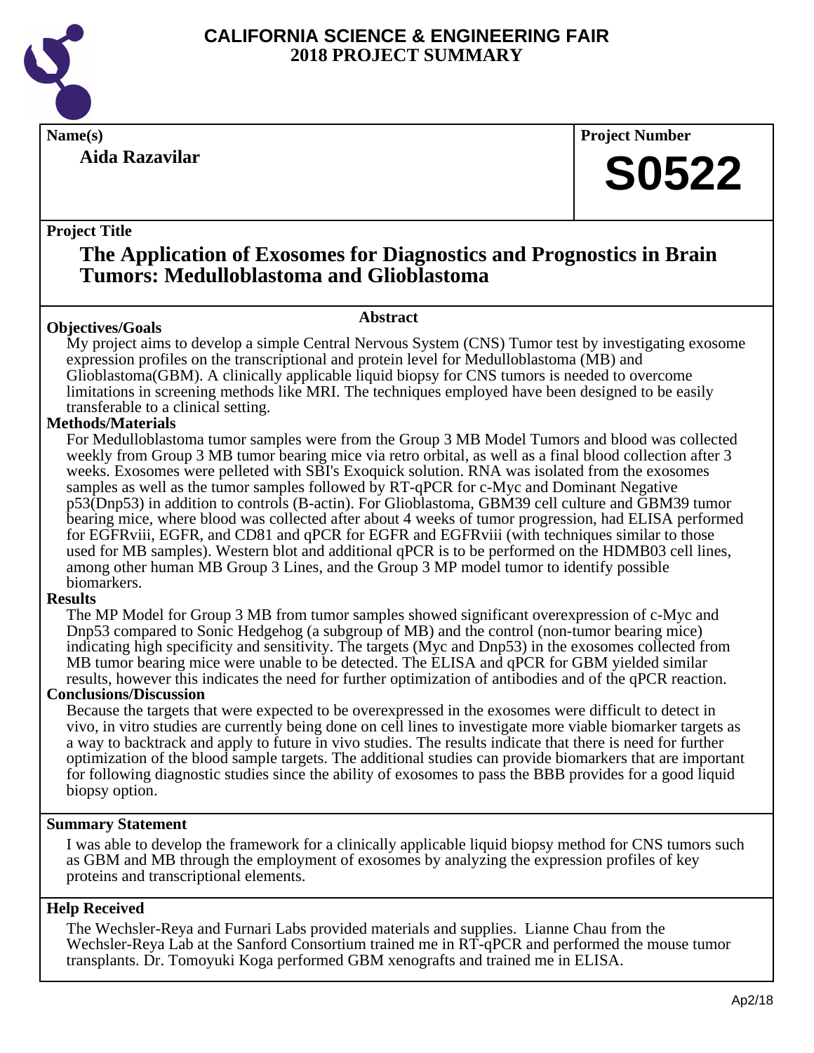# CALIFORNIA SCIENCE & ENGINEERING FAIR
## 2018 PROJECT SUMMARY

**Name(s)**

**Aida Razavilar**

**Project Number**

**S0522**

**Project Title**

## The Application of Exosomes for Diagnostics and Prognostics in Brain Tumors: Medulloblastoma and Glioblastoma

### Abstract

**Objectives/Goals**

My project aims to develop a simple Central Nervous System (CNS) Tumor test by investigating exosome expression profiles on the transcriptional and protein level for Medulloblastoma (MB) and Glioblastoma(GBM). A clinically applicable liquid biopsy for CNS tumors is needed to overcome limitations in screening methods like MRI. The techniques employed have been designed to be easily transferable to a clinical setting.

**Methods/Materials**

For Medulloblastoma tumor samples were from the Group 3 MB Model Tumors and blood was collected weekly from Group 3 MB tumor bearing mice via retro orbital, as well as a final blood collection after 3 weeks. Exosomes were pelleted with SBI's Exoquick solution. RNA was isolated from the exosomes samples as well as the tumor samples followed by RT-qPCR for c-Myc and Dominant Negative p53(Dnp53) in addition to controls (B-actin). For Glioblastoma, GBM39 cell culture and GBM39 tumor bearing mice, where blood was collected after about 4 weeks of tumor progression, had ELISA performed for EGFRviii, EGFR, and CD81 and qPCR for EGFR and EGFRviii (with techniques similar to those used for MB samples). Western blot and additional qPCR is to be performed on the HDMB03 cell lines, among other human MB Group 3 Lines, and the Group 3 MP model tumor to identify possible biomarkers.

**Results**

The MP Model for Group 3 MB from tumor samples showed significant overexpression of c-Myc and Dnp53 compared to Sonic Hedgehog (a subgroup of MB) and the control (non-tumor bearing mice) indicating high specificity and sensitivity. The targets (Myc and Dnp53) in the exosomes collected from MB tumor bearing mice were unable to be detected. The ELISA and qPCR for GBM yielded similar results, however this indicates the need for further optimization of antibodies and of the qPCR reaction.

**Conclusions/Discussion**

Because the targets that were expected to be overexpressed in the exosomes were difficult to detect in vivo, in vitro studies are currently being done on cell lines to investigate more viable biomarker targets as a way to backtrack and apply to future in vivo studies. The results indicate that there is need for further optimization of the blood sample targets. The additional studies can provide biomarkers that are important for following diagnostic studies since the ability of exosomes to pass the BBB provides for a good liquid biopsy option.

**Summary Statement**

I was able to develop the framework for a clinically applicable liquid biopsy method for CNS tumors such as GBM and MB through the employment of exosomes by analyzing the expression profiles of key proteins and transcriptional elements.

**Help Received**

The Wechsler-Reya and Furnari Labs provided materials and supplies. Lianne Chau from the Wechsler-Reya Lab at the Sanford Consortium trained me in RT-qPCR and performed the mouse tumor transplants. Dr. Tomoyuki Koga performed GBM xenografts and trained me in ELISA.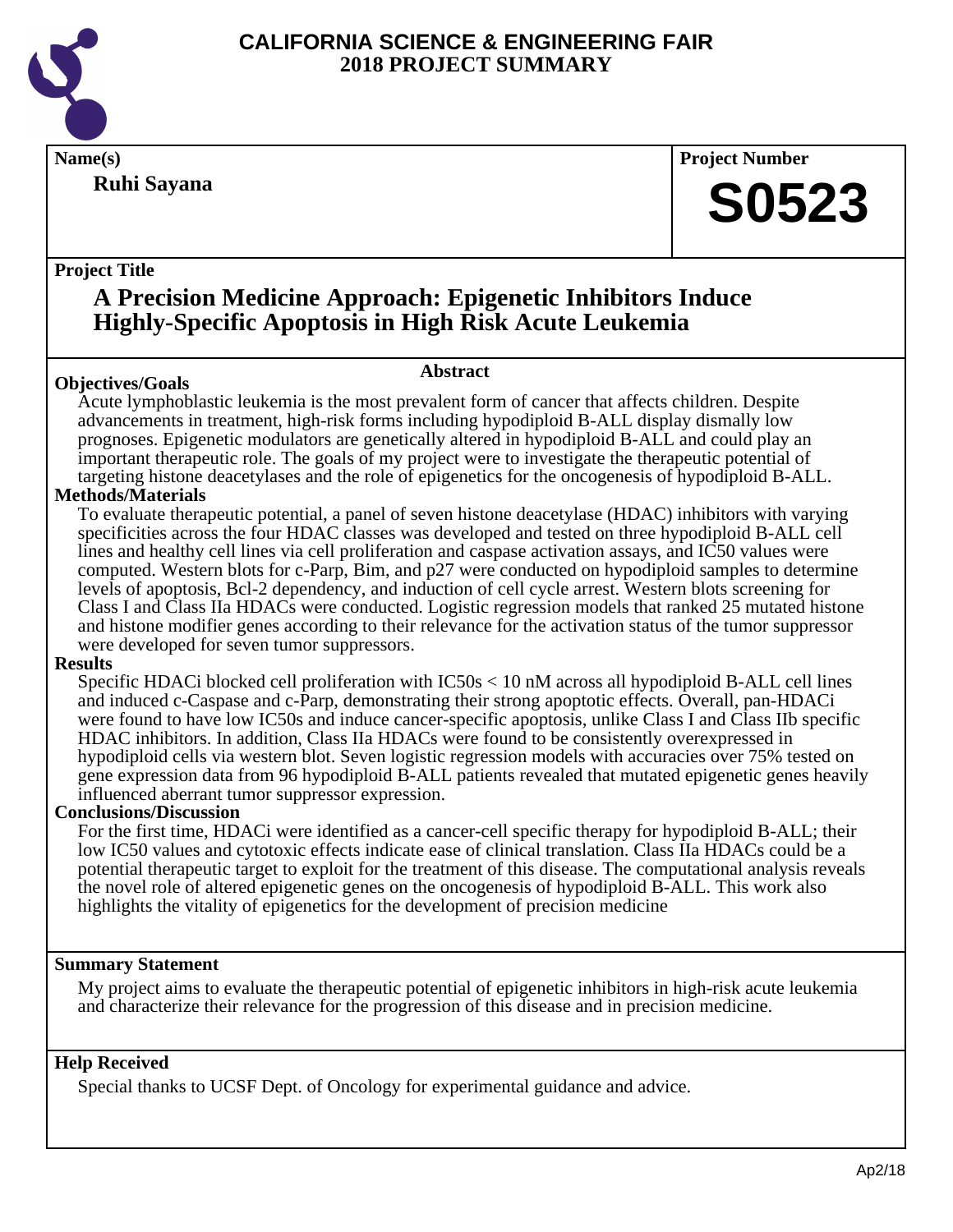# CALIFORNIA SCIENCE & ENGINEERING FAIR
## 2018 PROJECT SUMMARY

**Name(s)**

**Ruhi Sayana**

**Project Number**

**S0523**

**Project Title**

## A Precision Medicine Approach: Epigenetic Inhibitors Induce Highly-Specific Apoptosis in High Risk Acute Leukemia

### Abstract

**Objectives/Goals**

Acute lymphoblastic leukemia is the most prevalent form of cancer that affects children. Despite advancements in treatment, high-risk forms including hypodiploid B-ALL display dismally low prognoses. Epigenetic modulators are genetically altered in hypodiploid B-ALL and could play an important therapeutic role. The goals of my project were to investigate the therapeutic potential of targeting histone deacetylases and the role of epigenetics for the oncogenesis of hypodiploid B-ALL.

**Methods/Materials**

To evaluate therapeutic potential, a panel of seven histone deacetylase (HDAC) inhibitors with varying specificities across the four HDAC classes was developed and tested on three hypodiploid B-ALL cell lines and healthy cell lines via cell proliferation and caspase activation assays, and IC50 values were computed. Western blots for c-Parp, Bim, and p27 were conducted on hypodiploid samples to determine levels of apoptosis, Bcl-2 dependency, and induction of cell cycle arrest. Western blots screening for Class I and Class IIa HDACs were conducted. Logistic regression models that ranked 25 mutated histone and histone modifier genes according to their relevance for the activation status of the tumor suppressor were developed for seven tumor suppressors.

**Results**

Specific HDACi blocked cell proliferation with IC50s < 10 nM across all hypodiploid B-ALL cell lines and induced c-Caspase and c-Parp, demonstrating their strong apoptotic effects. Overall, pan-HDACi were found to have low IC50s and induce cancer-specific apoptosis, unlike Class I and Class IIb specific HDAC inhibitors. In addition, Class IIa HDACs were found to be consistently overexpressed in hypodiploid cells via western blot. Seven logistic regression models with accuracies over 75% tested on gene expression data from 96 hypodiploid B-ALL patients revealed that mutated epigenetic genes heavily influenced aberrant tumor suppressor expression.

**Conclusions/Discussion**

For the first time, HDACi were identified as a cancer-cell specific therapy for hypodiploid B-ALL; their low IC50 values and cytotoxic effects indicate ease of clinical translation. Class IIa HDACs could be a potential therapeutic target to exploit for the treatment of this disease. The computational analysis reveals the novel role of altered epigenetic genes on the oncogenesis of hypodiploid B-ALL. This work also highlights the vitality of epigenetics for the development of precision medicine

**Summary Statement**

My project aims to evaluate the therapeutic potential of epigenetic inhibitors in high-risk acute leukemia and characterize their relevance for the progression of this disease and in precision medicine.

**Help Received**

Special thanks to UCSF Dept. of Oncology for experimental guidance and advice.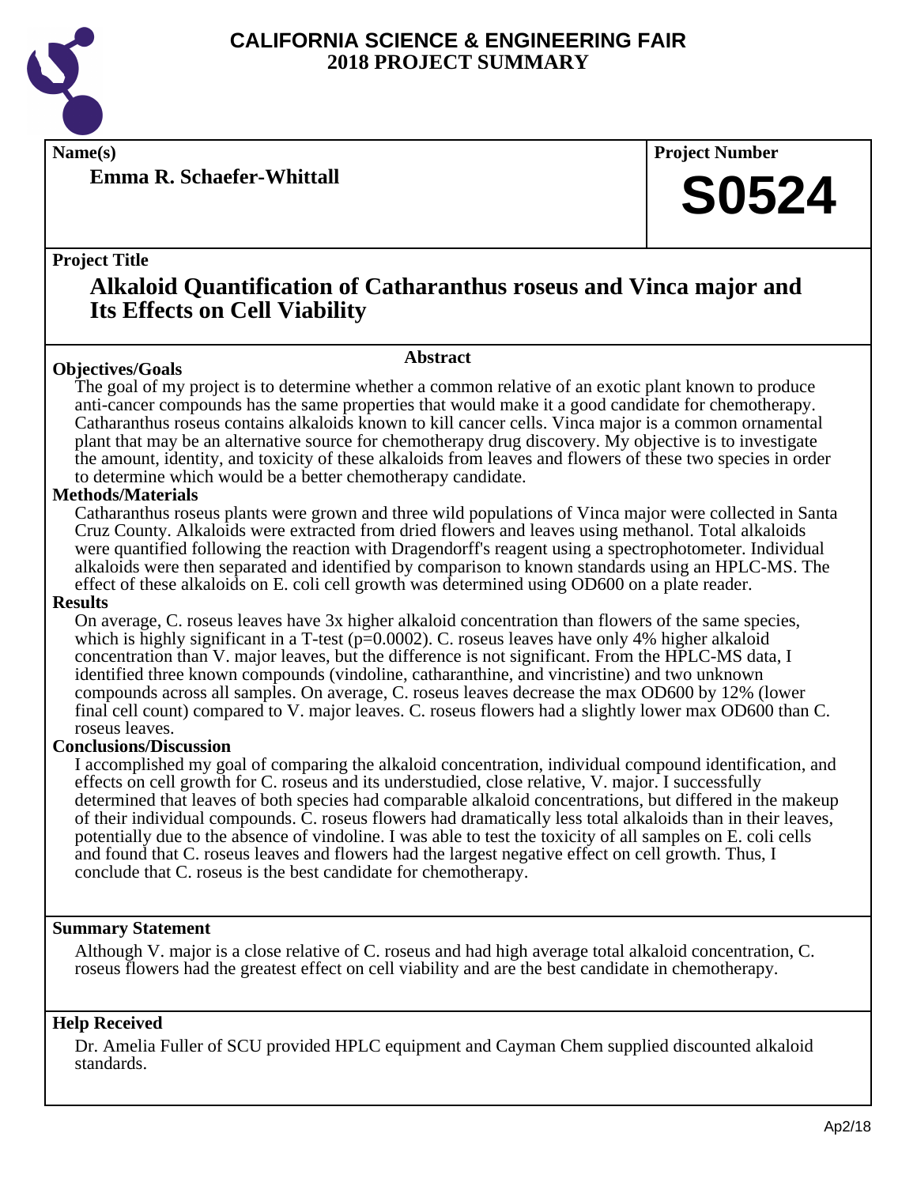# CALIFORNIA SCIENCE & ENGINEERING FAIR
# 2018 PROJECT SUMMARY

**Name(s)**

**Emma R. Schaefer-Whittall**

**Project Number**

**S0524**

**Project Title**

## Alkaloid Quantification of Catharanthus roseus and Vinca major and Its Effects on Cell Viability

### Abstract

**Objectives/Goals**

The goal of my project is to determine whether a common relative of an exotic plant known to produce anti-cancer compounds has the same properties that would make it a good candidate for chemotherapy. Catharanthus roseus contains alkaloids known to kill cancer cells. Vinca major is a common ornamental plant that may be an alternative source for chemotherapy drug discovery. My objective is to investigate the amount, identity, and toxicity of these alkaloids from leaves and flowers of these two species in order to determine which would be a better chemotherapy candidate.

**Methods/Materials**

Catharanthus roseus plants were grown and three wild populations of Vinca major were collected in Santa Cruz County. Alkaloids were extracted from dried flowers and leaves using methanol. Total alkaloids were quantified following the reaction with Dragendorff's reagent using a spectrophotometer. Individual alkaloids were then separated and identified by comparison to known standards using an HPLC-MS. The effect of these alkaloids on E. coli cell growth was determined using OD600 on a plate reader.

**Results**

On average, C. roseus leaves have 3x higher alkaloid concentration than flowers of the same species, which is highly significant in a T-test ($p=0.0002$). C. roseus leaves have only 4% higher alkaloid concentration than V. major leaves, but the difference is not significant. From the HPLC-MS data, I identified three known compounds (vindoline, catharanthine, and vincristine) and two unknown compounds across all samples. On average, C. roseus leaves decrease the max OD600 by 12% (lower final cell count) compared to V. major leaves. C. roseus flowers had a slightly lower max OD600 than C. roseus leaves.

**Conclusions/Discussion**

I accomplished my goal of comparing the alkaloid concentration, individual compound identification, and effects on cell growth for C. roseus and its understudied, close relative, V. major. I successfully determined that leaves of both species had comparable alkaloid concentrations, but differed in the makeup of their individual compounds. C. roseus flowers had dramatically less total alkaloids than in their leaves, potentially due to the absence of vindoline. I was able to test the toxicity of all samples on E. coli cells and found that C. roseus leaves and flowers had the largest negative effect on cell growth. Thus, I conclude that C. roseus is the best candidate for chemotherapy.

**Summary Statement**

Although V. major is a close relative of C. roseus and had high average total alkaloid concentration, C. roseus flowers had the greatest effect on cell viability and are the best candidate in chemotherapy.

**Help Received**

Dr. Amelia Fuller of SCU provided HPLC equipment and Cayman Chem supplied discounted alkaloid standards.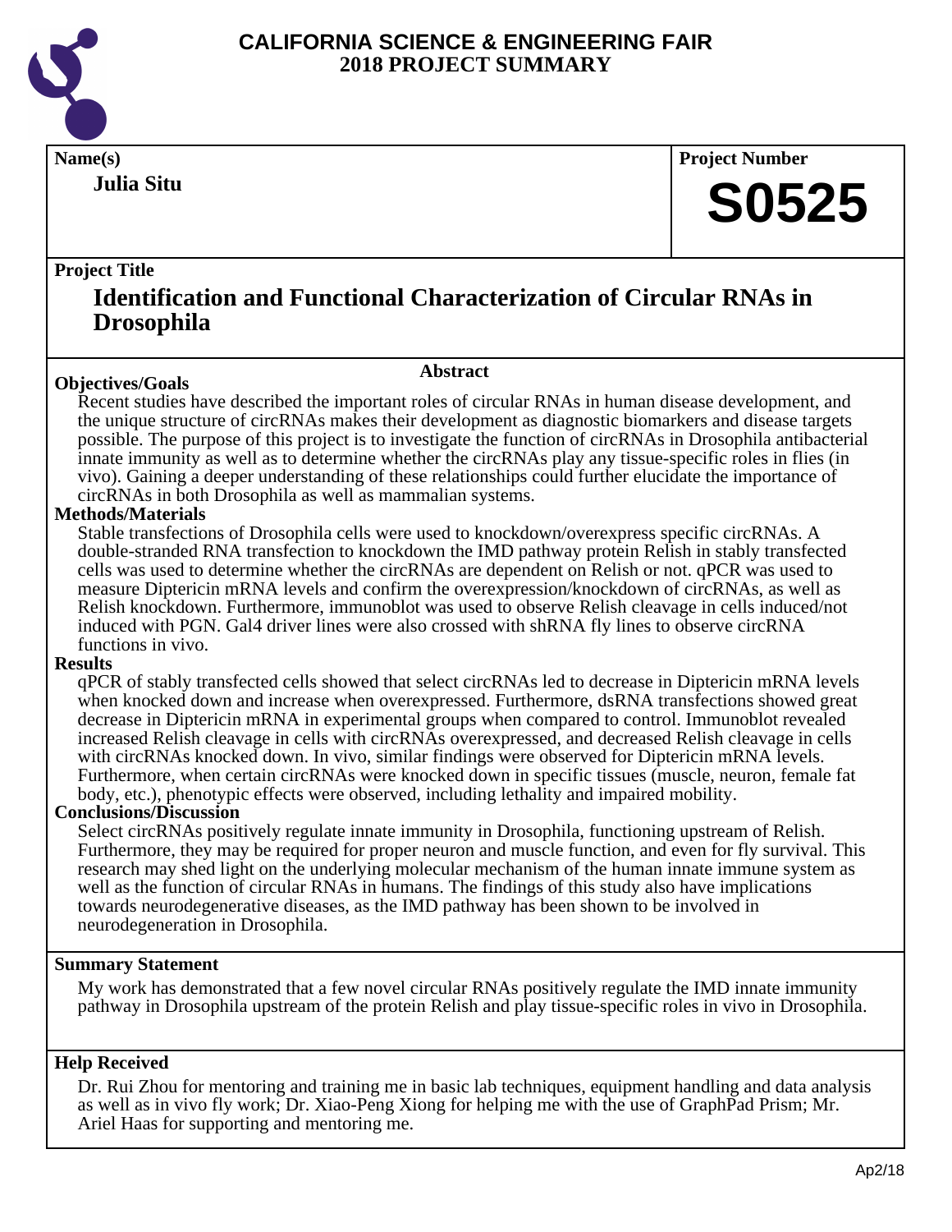# CALIFORNIA SCIENCE & ENGINEERING FAIR
# 2018 PROJECT SUMMARY

**Name(s)**

**Julia Situ**

**Project Number**

**S0525**

**Project Title**

## Identification and Functional Characterization of Circular RNAs in Drosophila

### Abstract

**Objectives/Goals**

Recent studies have described the important roles of circular RNAs in human disease development, and the unique structure of circRNAs makes their development as diagnostic biomarkers and disease targets possible. The purpose of this project is to investigate the function of circRNAs in Drosophila antibacterial innate immunity as well as to determine whether the circRNAs play any tissue-specific roles in flies (in vivo). Gaining a deeper understanding of these relationships could further elucidate the importance of circRNAs in both Drosophila as well as mammalian systems.

**Methods/Materials**

Stable transfections of Drosophila cells were used to knockdown/overexpress specific circRNAs. A double-stranded RNA transfection to knockdown the IMD pathway protein Relish in stably transfected cells was used to determine whether the circRNAs are dependent on Relish or not. qPCR was used to measure Diptericin mRNA levels and confirm the overexpression/knockdown of circRNAs, as well as Relish knockdown. Furthermore, immunoblot was used to observe Relish cleavage in cells induced/not induced with PGN. Gal4 driver lines were also crossed with shRNA fly lines to observe circRNA functions in vivo.

**Results**

qPCR of stably transfected cells showed that select circRNAs led to decrease in Diptericin mRNA levels when knocked down and increase when overexpressed. Furthermore, dsRNA transfections showed great decrease in Diptericin mRNA in experimental groups when compared to control. Immunoblot revealed increased Relish cleavage in cells with circRNAs overexpressed, and decreased Relish cleavage in cells with circRNAs knocked down. In vivo, similar findings were observed for Diptericin mRNA levels. Furthermore, when certain circRNAs were knocked down in specific tissues (muscle, neuron, female fat body, etc.), phenotypic effects were observed, including lethality and impaired mobility.

**Conclusions/Discussion**

Select circRNAs positively regulate innate immunity in Drosophila, functioning upstream of Relish. Furthermore, they may be required for proper neuron and muscle function, and even for fly survival. This research may shed light on the underlying molecular mechanism of the human innate immune system as well as the function of circular RNAs in humans. The findings of this study also have implications towards neurodegenerative diseases, as the IMD pathway has been shown to be involved in neurodegeneration in Drosophila.

**Summary Statement**

My work has demonstrated that a few novel circular RNAs positively regulate the IMD innate immunity pathway in Drosophila upstream of the protein Relish and play tissue-specific roles in vivo in Drosophila.

**Help Received**

Dr. Rui Zhou for mentoring and training me in basic lab techniques, equipment handling and data analysis as well as in vivo fly work; Dr. Xiao-Peng Xiong for helping me with the use of GraphPad Prism; Mr. Ariel Haas for supporting and mentoring me.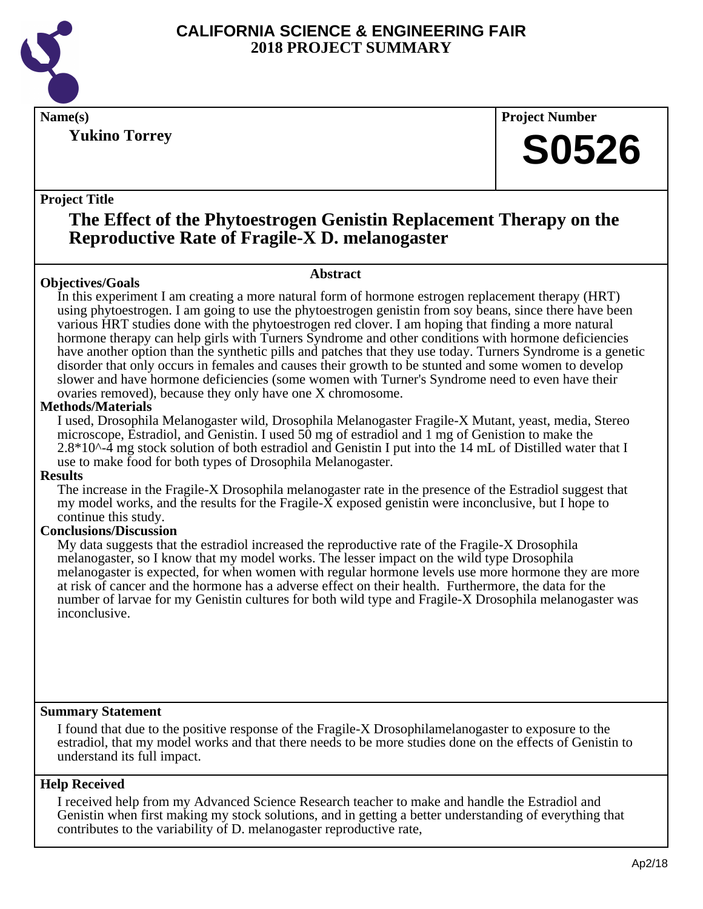# CALIFORNIA SCIENCE & ENGINEERING FAIR
## 2018 PROJECT SUMMARY

**Name(s)**

**Yukino Torrey**

**Project Number**

**S0526**

**Project Title**

## The Effect of the Phytoestrogen Genistin Replacement Therapy on the Reproductive Rate of Fragile-X D. melanogaster

### Abstract

**Objectives/Goals**

In this experiment I am creating a more natural form of hormone estrogen replacement therapy (HRT) using phytoestrogen. I am going to use the phytoestrogen genistin from soy beans, since there have been various HRT studies done with the phytoestrogen red clover. I am hoping that finding a more natural hormone therapy can help girls with Turners Syndrome and other conditions with hormone deficiencies have another option than the synthetic pills and patches that they use today. Turners Syndrome is a genetic disorder that only occurs in females and causes their growth to be stunted and some women to develop slower and have hormone deficiencies (some women with Turner's Syndrome need to even have their ovaries removed), because they only have one X chromosome.

**Methods/Materials**

I used, Drosophila Melanogaster wild, Drosophila Melanogaster Fragile-X Mutant, yeast, media, Stereo microscope, Estradiol, and Genistin. I used 50 mg of estradiol and 1 mg of Genistion to make the 2.8*10^-4 mg stock solution of both estradiol and Genistin I put into the 14 mL of Distilled water that I use to make food for both types of Drosophila Melanogaster.

**Results**

The increase in the Fragile-X Drosophila melanogaster rate in the presence of the Estradiol suggest that my model works, and the results for the Fragile-X exposed genistin were inconclusive, but I hope to continue this study.

**Conclusions/Discussion**

My data suggests that the estradiol increased the reproductive rate of the Fragile-X Drosophila melanogaster, so I know that my model works. The lesser impact on the wild type Drosophila melanogaster is expected, for when women with regular hormone levels use more hormone they are more at risk of cancer and the hormone has a adverse effect on their health. Furthermore, the data for the number of larvae for my Genistin cultures for both wild type and Fragile-X Drosophila melanogaster was inconclusive.

**Summary Statement**

I found that due to the positive response of the Fragile-X Drosophilamelanogaster to exposure to the estradiol, that my model works and that there needs to be more studies done on the effects of Genistin to understand its full impact.

**Help Received**

I received help from my Advanced Science Research teacher to make and handle the Estradiol and Genistin when first making my stock solutions, and in getting a better understanding of everything that contributes to the variability of D. melanogaster reproductive rate,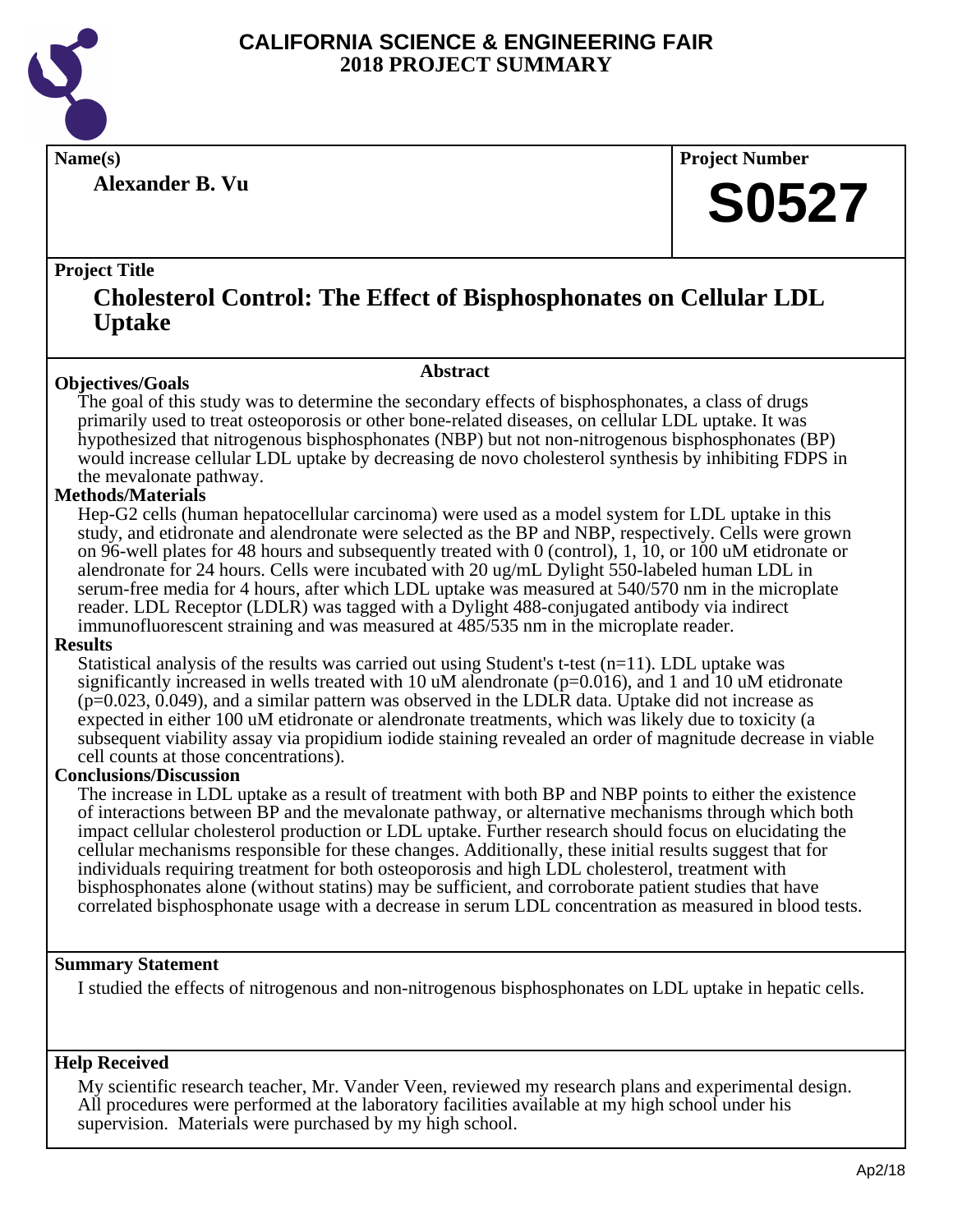# CALIFORNIA SCIENCE & ENGINEERING FAIR
## 2018 PROJECT SUMMARY

**Name(s)**

**Alexander B. Vu**

**Project Number**

**S0527**

**Project Title**

## Cholesterol Control: The Effect of Bisphosphonates on Cellular LDL Uptake

### Abstract

**Objectives/Goals**

The goal of this study was to determine the secondary effects of bisphosphonates, a class of drugs primarily used to treat osteoporosis or other bone-related diseases, on cellular LDL uptake. It was hypothesized that nitrogenous bisphosphonates (NBP) but not non-nitrogenous bisphosphonates (BP) would increase cellular LDL uptake by decreasing de novo cholesterol synthesis by inhibiting FDPS in the mevalonate pathway.

**Methods/Materials**

Hep-G2 cells (human hepatocellular carcinoma) were used as a model system for LDL uptake in this study, and etidronate and alendronate were selected as the BP and NBP, respectively. Cells were grown on 96-well plates for 48 hours and subsequently treated with 0 (control), 1, 10, or 100 uM etidronate or alendronate for 24 hours. Cells were incubated with 20 ug/mL Dylight 550-labeled human LDL in serum-free media for 4 hours, after which LDL uptake was measured at 540/570 nm in the microplate reader. LDL Receptor (LDLR) was tagged with a Dylight 488-conjugated antibody via indirect immunofluorescent straining and was measured at 485/535 nm in the microplate reader.

**Results**

Statistical analysis of the results was carried out using Student's t-test ($n=11$). LDL uptake was significantly increased in wells treated with 10 uM alendronate ($p=0.016$), and 1 and 10 uM etidronate ($p=0.023$, $0.049$), and a similar pattern was observed in the LDLR data. Uptake did not increase as expected in either 100 uM etidronate or alendronate treatments, which was likely due to toxicity (a subsequent viability assay via propidium iodide staining revealed an order of magnitude decrease in viable cell counts at those concentrations).

**Conclusions/Discussion**

The increase in LDL uptake as a result of treatment with both BP and NBP points to either the existence of interactions between BP and the mevalonate pathway, or alternative mechanisms through which both impact cellular cholesterol production or LDL uptake. Further research should focus on elucidating the cellular mechanisms responsible for these changes. Additionally, these initial results suggest that for individuals requiring treatment for both osteoporosis and high LDL cholesterol, treatment with bisphosphonates alone (without statins) may be sufficient, and corroborate patient studies that have correlated bisphosphonate usage with a decrease in serum LDL concentration as measured in blood tests.

**Summary Statement**

I studied the effects of nitrogenous and non-nitrogenous bisphosphonates on LDL uptake in hepatic cells.

**Help Received**

My scientific research teacher, Mr. Vander Veen, reviewed my research plans and experimental design. All procedures were performed at the laboratory facilities available at my high school under his supervision. Materials were purchased by my high school.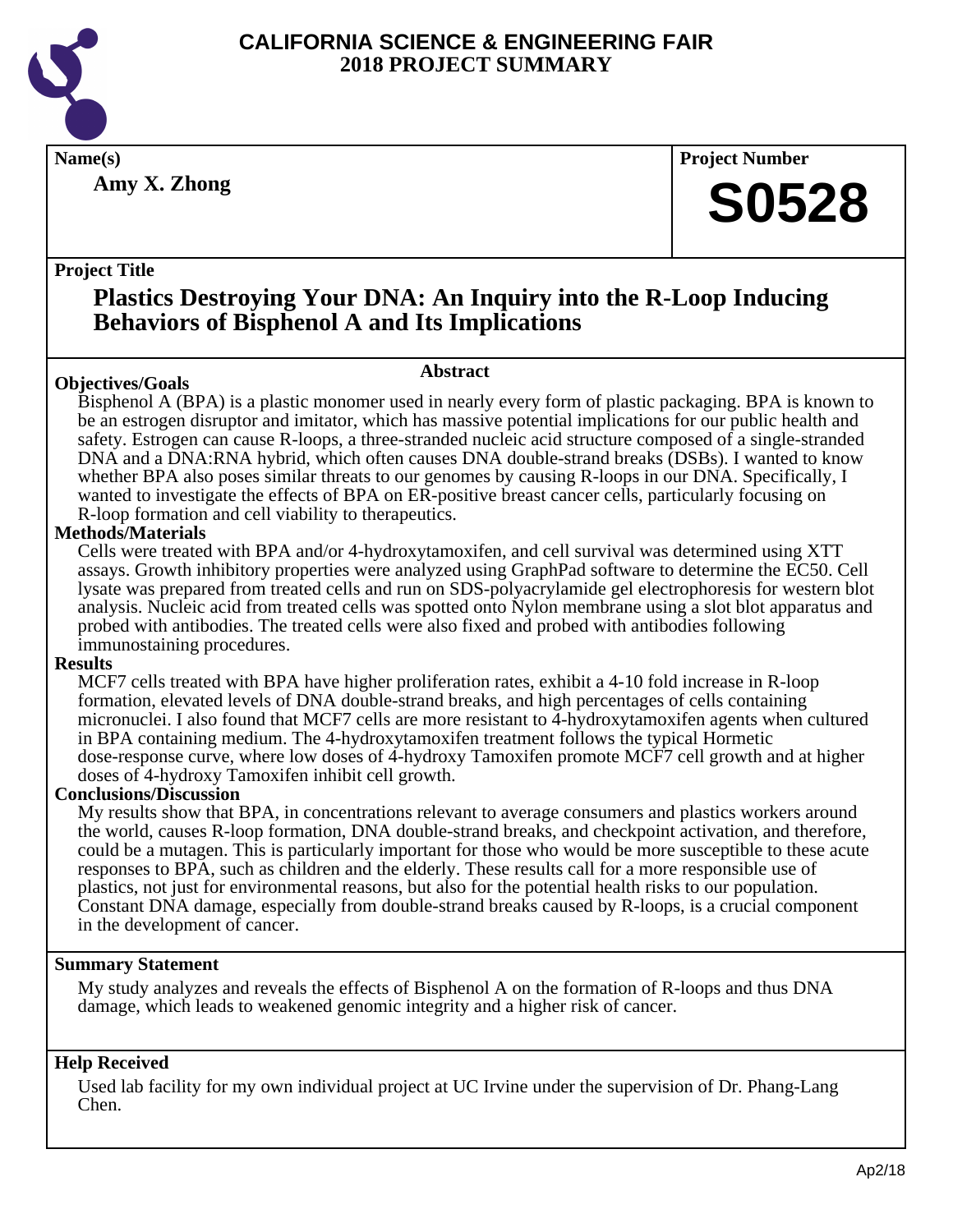# CALIFORNIA SCIENCE & ENGINEERING FAIR
## 2018 PROJECT SUMMARY

**Name(s)**

**Amy X. Zhong**

**Project Number**

**S0528**

**Project Title**

## Plastics Destroying Your DNA: An Inquiry into the R-Loop Inducing Behaviors of Bisphenol A and Its Implications

**Abstract**

**Objectives/Goals**

Bisphenol A (BPA) is a plastic monomer used in nearly every form of plastic packaging. BPA is known to be an estrogen disruptor and imitator, which has massive potential implications for our public health and safety. Estrogen can cause R-loops, a three-stranded nucleic acid structure composed of a single-stranded DNA and a DNA:RNA hybrid, which often causes DNA double-strand breaks (DSBs). I wanted to know whether BPA also poses similar threats to our genomes by causing R-loops in our DNA. Specifically, I wanted to investigate the effects of BPA on ER-positive breast cancer cells, particularly focusing on R-loop formation and cell viability to therapeutics.

**Methods/Materials**

Cells were treated with BPA and/or 4-hydroxytamoxifen, and cell survival was determined using XTT assays. Growth inhibitory properties were analyzed using GraphPad software to determine the EC50. Cell lysate was prepared from treated cells and run on SDS-polyacrylamide gel electrophoresis for western blot analysis. Nucleic acid from treated cells was spotted onto Nylon membrane using a slot blot apparatus and probed with antibodies. The treated cells were also fixed and probed with antibodies following immunostaining procedures.

**Results**

MCF7 cells treated with BPA have higher proliferation rates, exhibit a 4-10 fold increase in R-loop formation, elevated levels of DNA double-strand breaks, and high percentages of cells containing micronuclei. I also found that MCF7 cells are more resistant to 4-hydroxytamoxifen agents when cultured in BPA containing medium. The 4-hydroxytamoxifen treatment follows the typical Hormetic dose-response curve, where low doses of 4-hydroxy Tamoxifen promote MCF7 cell growth and at higher doses of 4-hydroxy Tamoxifen inhibit cell growth.

**Conclusions/Discussion**

My results show that BPA, in concentrations relevant to average consumers and plastics workers around the world, causes R-loop formation, DNA double-strand breaks, and checkpoint activation, and therefore, could be a mutagen. This is particularly important for those who would be more susceptible to these acute responses to BPA, such as children and the elderly. These results call for a more responsible use of plastics, not just for environmental reasons, but also for the potential health risks to our population. Constant DNA damage, especially from double-strand breaks caused by R-loops, is a crucial component in the development of cancer.

**Summary Statement**

My study analyzes and reveals the effects of Bisphenol A on the formation of R-loops and thus DNA damage, which leads to weakened genomic integrity and a higher risk of cancer.

**Help Received**

Used lab facility for my own individual project at UC Irvine under the supervision of Dr. Phang-Lang Chen.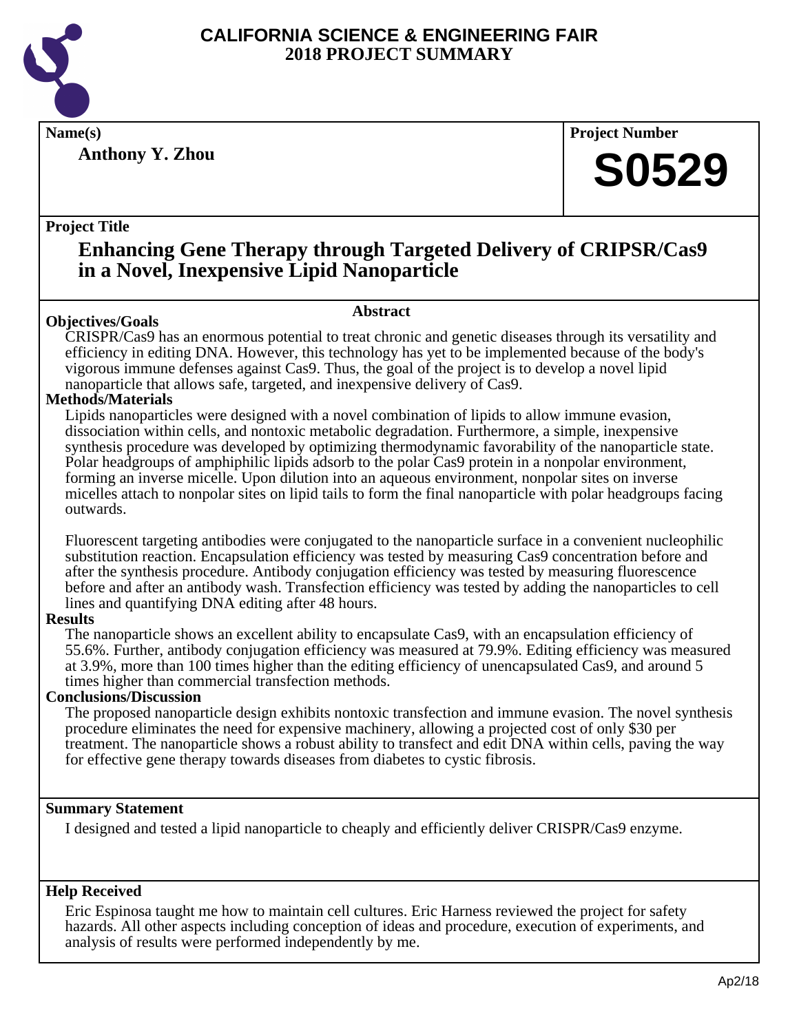# CALIFORNIA SCIENCE & ENGINEERING FAIR
## 2018 PROJECT SUMMARY

**Name(s)**

**Anthony Y. Zhou**

**Project Number**

**S0529**

**Project Title**

## Enhancing Gene Therapy through Targeted Delivery of CRIPSR/Cas9 in a Novel, Inexpensive Lipid Nanoparticle

### Abstract

**Objectives/Goals**

CRISPR/Cas9 has an enormous potential to treat chronic and genetic diseases through its versatility and efficiency in editing DNA. However, this technology has yet to be implemented because of the body's vigorous immune defenses against Cas9. Thus, the goal of the project is to develop a novel lipid nanoparticle that allows safe, targeted, and inexpensive delivery of Cas9.

**Methods/Materials**

Lipids nanoparticles were designed with a novel combination of lipids to allow immune evasion, dissociation within cells, and nontoxic metabolic degradation. Furthermore, a simple, inexpensive synthesis procedure was developed by optimizing thermodynamic favorability of the nanoparticle state. Polar headgroups of amphiphilic lipids adsorb to the polar Cas9 protein in a nonpolar environment, forming an inverse micelle. Upon dilution into an aqueous environment, nonpolar sites on inverse micelles attach to nonpolar sites on lipid tails to form the final nanoparticle with polar headgroups facing outwards.

Fluorescent targeting antibodies were conjugated to the nanoparticle surface in a convenient nucleophilic substitution reaction. Encapsulation efficiency was tested by measuring Cas9 concentration before and after the synthesis procedure. Antibody conjugation efficiency was tested by measuring fluorescence before and after an antibody wash. Transfection efficiency was tested by adding the nanoparticles to cell lines and quantifying DNA editing after 48 hours.

**Results**

The nanoparticle shows an excellent ability to encapsulate Cas9, with an encapsulation efficiency of 55.6%. Further, antibody conjugation efficiency was measured at 79.9%. Editing efficiency was measured at 3.9%, more than 100 times higher than the editing efficiency of unencapsulated Cas9, and around 5 times higher than commercial transfection methods.

**Conclusions/Discussion**

The proposed nanoparticle design exhibits nontoxic transfection and immune evasion. The novel synthesis procedure eliminates the need for expensive machinery, allowing a projected cost of only $30 per treatment. The nanoparticle shows a robust ability to transfect and edit DNA within cells, paving the way for effective gene therapy towards diseases from diabetes to cystic fibrosis.

**Summary Statement**

I designed and tested a lipid nanoparticle to cheaply and efficiently deliver CRISPR/Cas9 enzyme.

**Help Received**

Eric Espinosa taught me how to maintain cell cultures. Eric Harness reviewed the project for safety hazards. All other aspects including conception of ideas and procedure, execution of experiments, and analysis of results were performed independently by me.